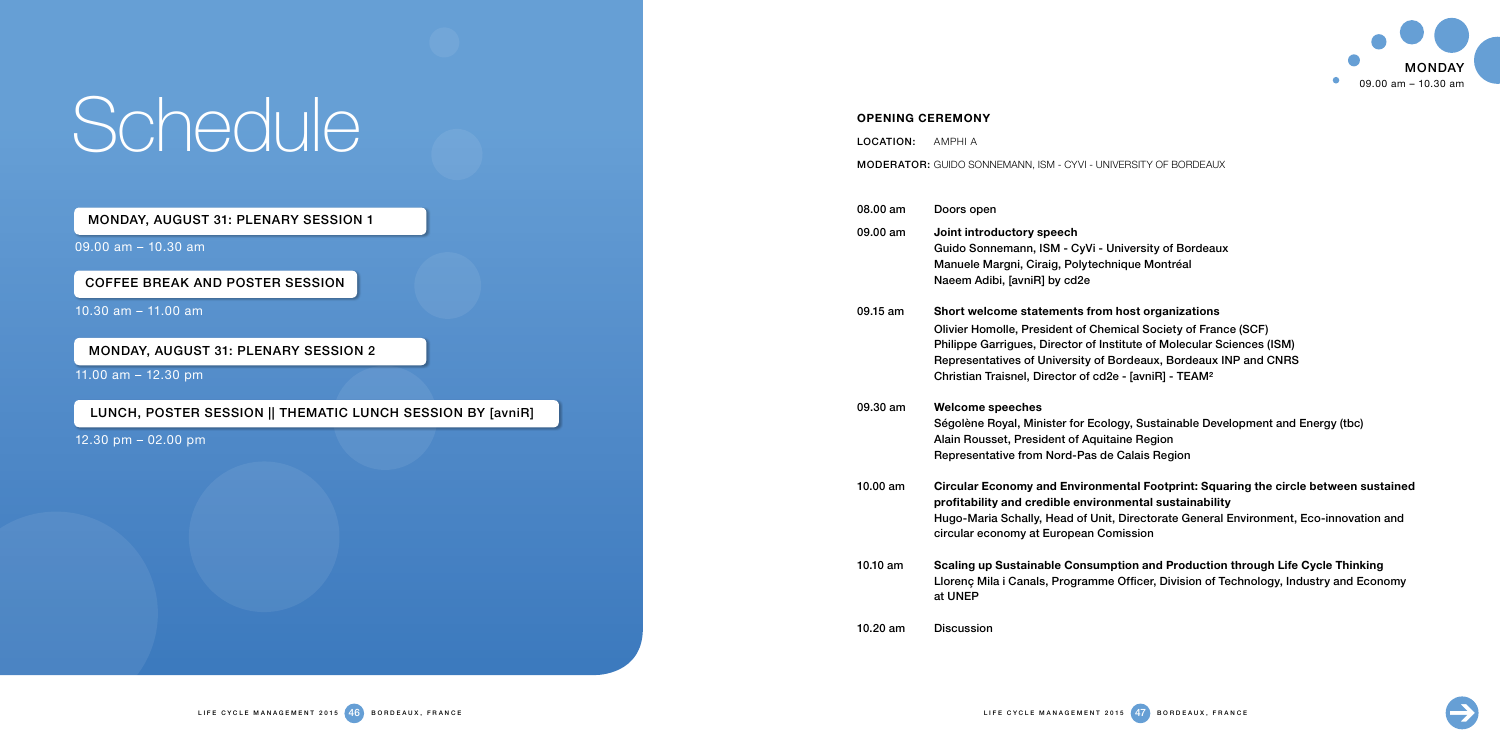# Schedule

**MONDAY, AUGUST 31: PLENARY SESSION 1**

09.00 am – 10.30 am

**COFFEE BREAK AND POSTER SESSION**

10.30 am – 11.00 am

**MONDAY, AUGUST 31: PLENARY SESSION 2**

11.00 am – 12.30 pm

**LUNCH, POSTER SESSION || THEMATIC LUNCH SESSION BY [avniR]**

12.30 pm – 02.00 pm

**MONDAY**
09.00 am – 10.30 am

## OPENING CEREMONY

**LOCATION:** AMPHI A

**MODERATOR:** GUIDO SONNEMANN, ISM - CYVI - UNIVERSITY OF BORDEAUX

08.00 am **Doors open**

09.00 am **Joint introductory speech**
Guido Sonnemann, ISM - CyVi - University of Bordeaux
Manuele Margni, Ciraig, Polytechnique Montréal
Naeem Adibi, [avniR] by cd2e

09.15 am **Short welcome statements from host organizations**
Olivier Homolle, President of Chemical Society of France (SCF)
Philippe Garrigues, Director of Institute of Molecular Sciences (ISM)
Representatives of University of Bordeaux, Bordeaux INP and CNRS
Christian Traisnel, Director of cd2e - [avniR] - TEAM²

09.30 am **Welcome speeches**
Ségolène Royal, Minister for Ecology, Sustainable Development and Energy (tbc)
Alain Rousset, President of Aquitaine Region
Representative from Nord-Pas de Calais Region

10.00 am **Circular Economy and Environmental Footprint: Squaring the circle between sustained profitability and credible environmental sustainability**
Hugo-Maria Schally, Head of Unit, Directorate General Environment, Eco-innovation and circular economy at European Comission

10.10 am **Scaling up Sustainable Consumption and Production through Life Cycle Thinking**
Llorenç Mila i Canals, Programme Officer, Division of Technology, Industry and Economy at UNEP

10.20 am **Discussion**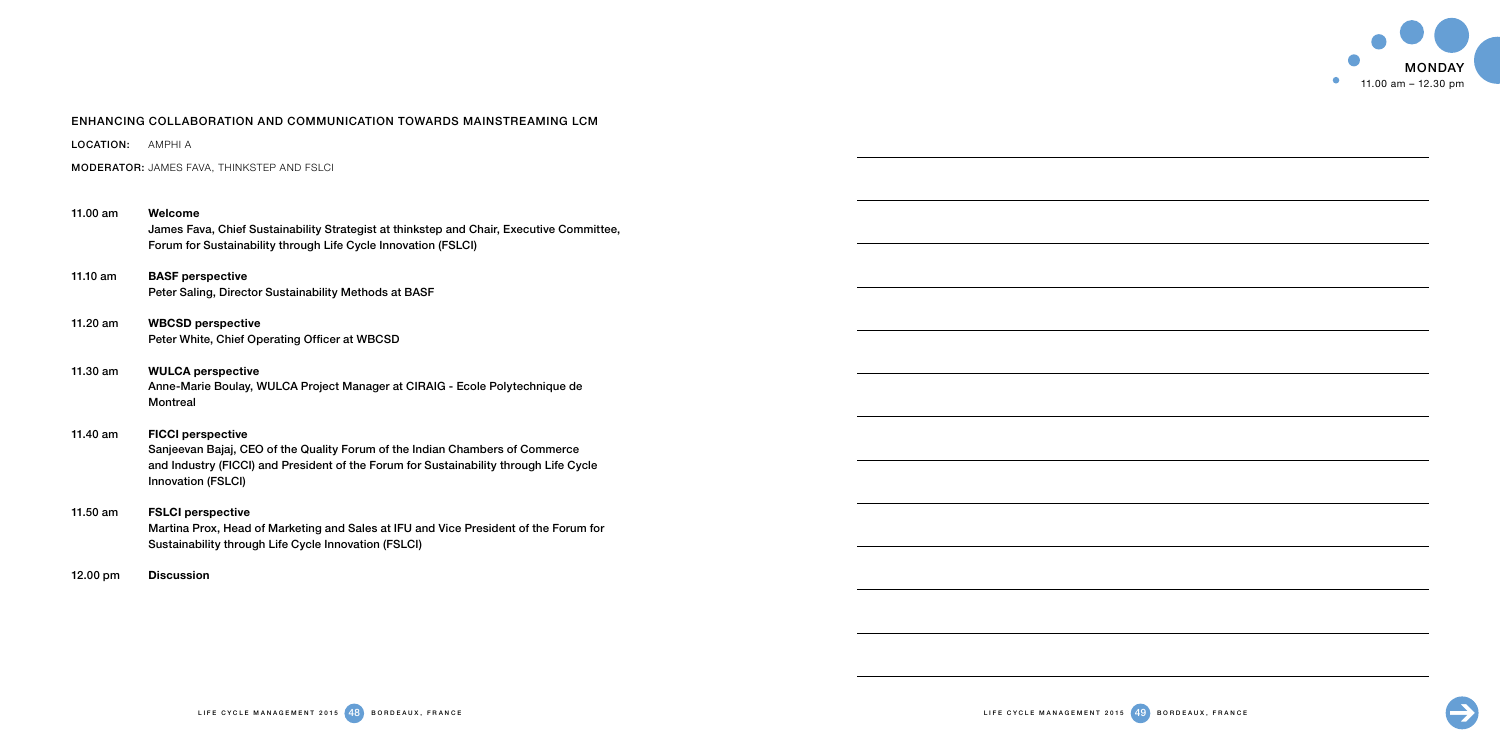MONDAY
11.00 am – 12.30 pm

## ENHANCING COLLABORATION AND COMMUNICATION TOWARDS MAINSTREAMING LCM

**LOCATION:** AMPHI A

**MODERATOR:** JAMES FAVA, THINKSTEP AND FSLCI

| | |
|---|---|
| 11.00 am | **Welcome**<br>**James Fava, Chief Sustainability Strategist at thinkstep and Chair, Executive Committee, Forum for Sustainability through Life Cycle Innovation (FSLCI)** |
| 11.10 am | **BASF perspective**<br>**Peter Saling, Director Sustainability Methods at BASF** |
| 11.20 am | **WBCSD perspective**<br>**Peter White, Chief Operating Officer at WBCSD** |
| 11.30 am | **WULCA perspective**<br>**Anne-Marie Boulay, WULCA Project Manager at CIRAIG - Ecole Polytechnique de Montreal** |
| 11.40 am | **FICCI perspective**<br>**Sanjeevan Bajaj, CEO of the Quality Forum of the Indian Chambers of Commerce and Industry (FICCI) and President of the Forum for Sustainability through Life Cycle Innovation (FSLCI)** |
| 11.50 am | **FSLCI perspective**<br>**Martina Prox, Head of Marketing and Sales at IFU and Vice President of the Forum for Sustainability through Life Cycle Innovation (FSLCI)** |
| 12.00 pm | **Discussion** |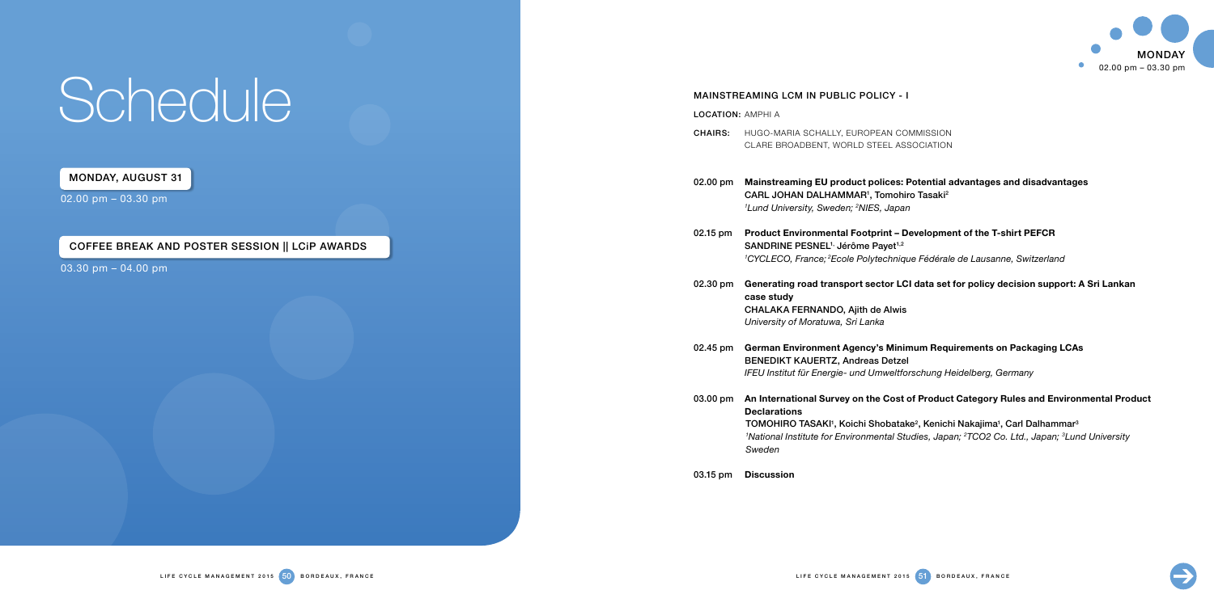# Schedule

**MONDAY, AUGUST 31**

02.00 pm – 03.30 pm

**COFFEE BREAK AND POSTER SESSION || LCiP AWARDS**

03.30 pm – 04.00 pm

**MONDAY**
02.00 pm – 03.30 pm

## MAINSTREAMING LCM IN PUBLIC POLICY - I

**LOCATION:** AMPHI A

**CHAIRS:** HUGO-MARIA SCHALLY, EUROPEAN COMMISSION
CLARE BROADBENT, WORLD STEEL ASSOCIATION

02.00 pm **Mainstreaming EU product polices: Potential advantages and disadvantages**
**CARL JOHAN DALHAMMAR[1], Tomohiro Tasaki[2]**
*[1]Lund University, Sweden; [2]NIES, Japan*

02.15 pm **Product Environmental Footprint – Development of the T-shirt PEFCR**
**SANDRINE PESNEL[1], Jérôme Payet[1,2]**
*[1]CYCLECO, France; [2]Ecole Polytechnique Fédérale de Lausanne, Switzerland*

02.30 pm **Generating road transport sector LCI data set for policy decision support: A Sri Lankan case study**
**CHALAKA FERNANDO, Ajith de Alwis**
*University of Moratuwa, Sri Lanka*

02.45 pm **German Environment Agency's Minimum Requirements on Packaging LCAs**
**BENEDIKT KAUERTZ, Andreas Detzel**
*IFEU Institut für Energie- und Umweltforschung Heidelberg, Germany*

03.00 pm **An International Survey on the Cost of Product Category Rules and Environmental Product Declarations**
**TOMOHIRO TASAKI[1], Koichi Shobatake[2], Kenichi Nakajima[1], Carl Dalhammar[3]**
*[1]National Institute for Environmental Studies, Japan; [2]TCO2 Co. Ltd., Japan; [3]Lund University Sweden*

03.15 pm **Discussion**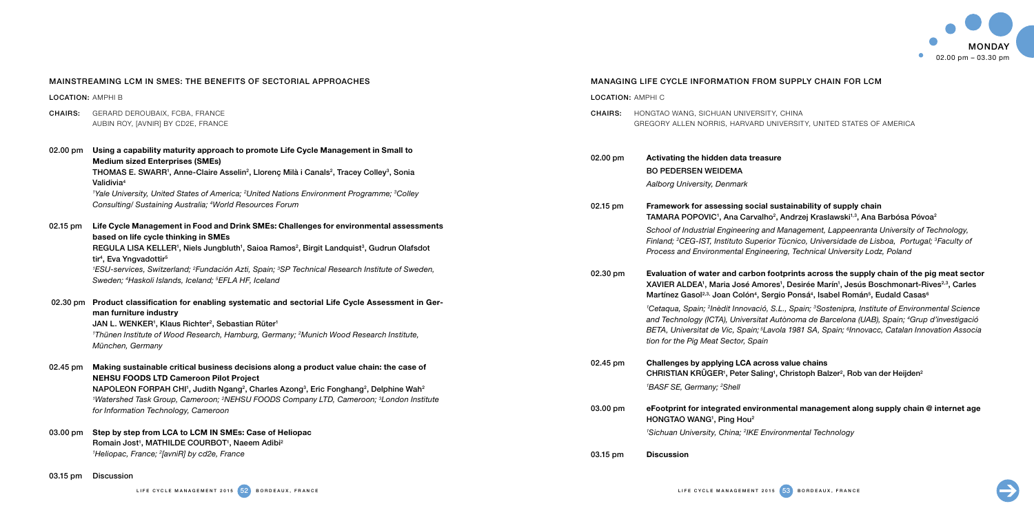MONDAY
02.00 pm – 03.30 pm

## MAINSTREAMING LCM IN SMES: THE BENEFITS OF SECTORIAL APPROACHES

**LOCATION:** AMPHI B

**CHAIRS:** GERARD DEROUBAIX, FCBA, FRANCE
AUBIN ROY, [AVNIR] BY CD2E, FRANCE

**02.00 pm** **Using a capability maturity approach to promote Life Cycle Management in Small to Medium sized Enterprises (SMEs)**
**THOMAS E. SWARR[1], Anne-Claire Asselin[2], Llorenç Milà i Canals[2], Tracey Colley[3], Sonia Validivia[4]**
*[1]Yale University, United States of America; [2]United Nations Environment Programme; [3]Colley Consulting/ Sustaining Australia; [4]World Resources Forum*

**02.15 pm** **Life Cycle Management in Food and Drink SMEs: Challenges for environmental assessments based on life cycle thinking in SMEs**
**REGULA LISA KELLER[1], Niels Jungbluth[1], Saioa Ramos[2], Birgit Landquist[3], Gudrun Olafsdottir[4], Eva Yngvadottir[5]**
*[1]ESU-services, Switzerland; [2]Fundación Azti, Spain; [3]SP Technical Research Institute of Sweden, Sweden; [4]Haskoli Islands, Iceland; [5]EFLA HF, Iceland*

**02.30 pm** **Product classification for enabling systematic and sectorial Life Cycle Assessment in German furniture industry**
**JAN L. WENKER[1], Klaus Richter[2], Sebastian Rüter[1]**
*[1]Thünen Institute of Wood Research, Hamburg, Germany; [2]Munich Wood Research Institute, München, Germany*

**02.45 pm** **Making sustainable critical business decisions along a product value chain: the case of NEHSU FOODS LTD Cameroon Pilot Project**
**NAPOLEON FORPAH CHI[1], Judith Ngang[2], Charles Azong[3], Eric Fonghang[2], Delphine Wah[2]**
*[1]Watershed Task Group, Cameroon; [2]NEHSU FOODS Company LTD, Cameroon; [3]London Institute for Information Technology, Cameroon*

**03.00 pm** **Step by step from LCA to LCM IN SMEs: Case of Heliopac**
**Romain Jost[1], MATHILDE COURBOT[1], Naeem Adibi[2]**
*[1]Heliopac, France; [2][avniR] by cd2e, France*

**03.15 pm** Discussion

## MANAGING LIFE CYCLE INFORMATION FROM SUPPLY CHAIN FOR LCM

**LOCATION:** AMPHI C

**CHAIRS:** HONGTAO WANG, SICHUAN UNIVERSITY, CHINA
GREGORY ALLEN NORRIS, HARVARD UNIVERSITY, UNITED STATES OF AMERICA

**02.00 pm** **Activating the hidden data treasure**
**BO PEDERSEN WEIDEMA**
*Aalborg University, Denmark*

**02.15 pm** **Framework for assessing social sustainability of supply chain**
**TAMARA POPOVIC[1], Ana Carvalho[2], Andrzej Kraslawski[1,3], Ana Barbósa Póvoa[2]**
*School of Industrial Engineering and Management, Lappeenranta University of Technology, Finland; [2]CEG-IST, Instituto Superior Tùcnico, Universidade de Lisboa, Portugal; [3]Faculty of Process and Environmental Engineering, Technical University Lodz, Poland*

**02.30 pm** **Evaluation of water and carbon footprints across the supply chain of the pig meat sector**
**XAVIER ALDEA[1], Maria José Amores[1], Desirée Marín[1], Jesús Boschmonart-Rives[2,3], Carles Martínez Gasol[2,3], Joan Colón[4], Sergio Ponsá[4], Isabel Román[5], Eudald Casas[6]**
*[1]Cetaqua, Spain; [2]Inèdit Innovació, S.L., Spain; [3]Sostenipra, Institute of Environmental Science and Technology (ICTA), Universitat Autònoma de Barcelona (UAB), Spain; [4]Grup d'investigació BETA, Universitat de Vic, Spain; [5]Lavola 1981 SA, Spain; [6]Innovacc, Catalan Innovation Association for the Pig Meat Sector, Spain*

**02.45 pm** **Challenges by applying LCA across value chains**
**CHRISTIAN KRÜGER[1], Peter Saling[1], Christoph Balzer[2], Rob van der Heijden[2]**
*[1]BASF SE, Germany; [2]Shell*

**03.00 pm** **eFootprint for integrated environmental management along supply chain @ internet age**
**HONGTAO WANG[1], Ping Hou[2]**
*[1]Sichuan University, China; [2]IKE Environmental Technology*

**03.15 pm** **Discussion**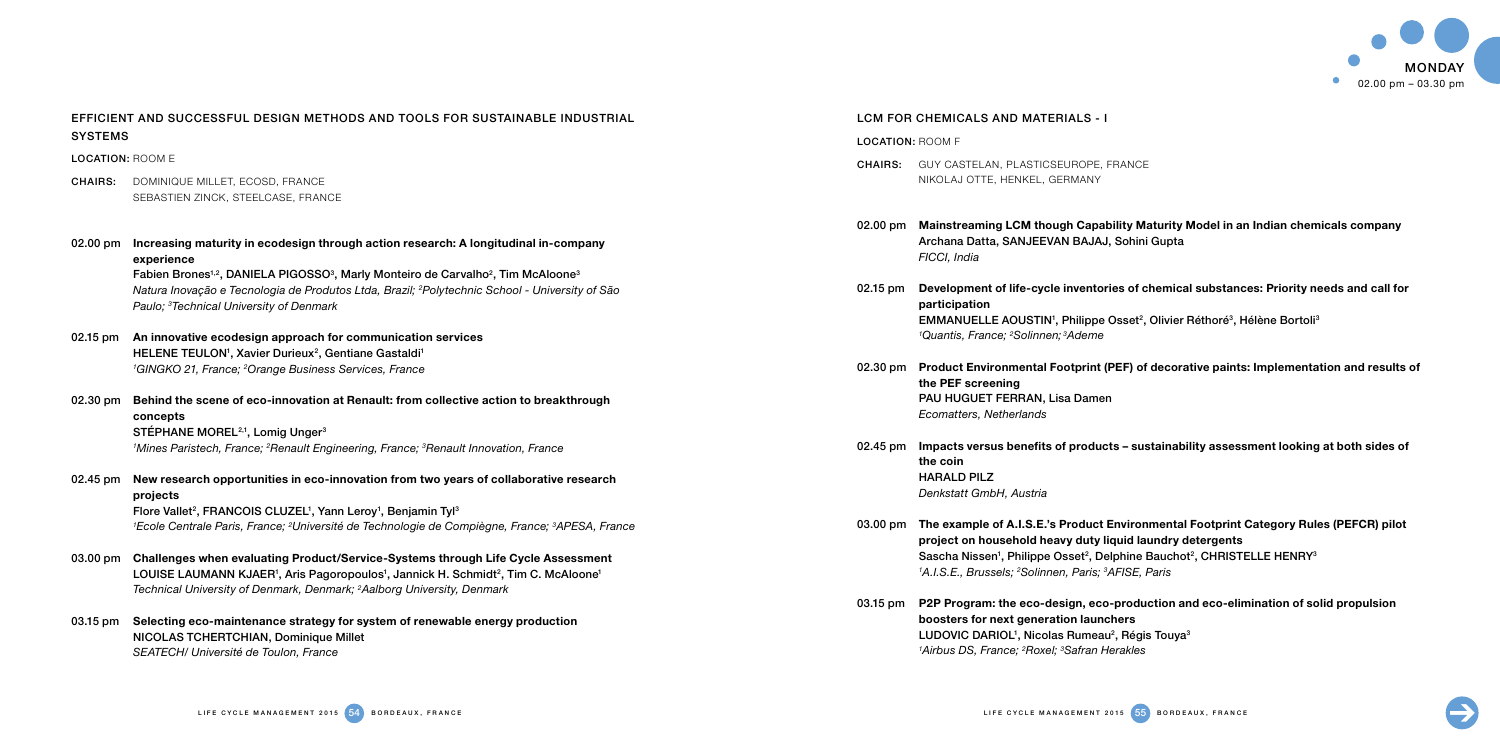MONDAY
02.00 pm – 03.30 pm

## EFFICIENT AND SUCCESSFUL DESIGN METHODS AND TOOLS FOR SUSTAINABLE INDUSTRIAL SYSTEMS

**LOCATION:** ROOM E

**CHAIRS:** DOMINIQUE MILLET, ECOSD, FRANCE
SEBASTIEN ZINCK, STEELCASE, FRANCE

02.00 pm **Increasing maturity in ecodesign through action research: A longitudinal in-company experience**
Fabien Brones[1,2], DANIELA PIGOSSO[3], Marly Monteiro de Carvalho[2], Tim McAloone[3]
*[1]Natura Inovação e Tecnologia de Produtos Ltda, Brazil; [2]Polytechnic School - University of São Paulo; [3]Technical University of Denmark*

02.15 pm **An innovative ecodesign approach for communication services**
HELENE TEULON[1], Xavier Durieux[2], Gentiane Gastaldi[1]
*[1]GINGKO 21, France; [2]Orange Business Services, France*

02.30 pm **Behind the scene of eco-innovation at Renault: from collective action to breakthrough concepts**
STÉPHANE MOREL[2,1], Lomig Unger[3]
*[1]Mines Paristech, France; [2]Renault Engineering, France; [3]Renault Innovation, France*

02.45 pm **New research opportunities in eco-innovation from two years of collaborative research projects**
Flore Vallet[2], FRANCOIS CLUZEL[1], Yann Leroy[1], Benjamin Tyl[3]
*[1]Ecole Centrale Paris, France; [2]Université de Technologie de Compiègne, France; [3]APESA, France*

03.00 pm **Challenges when evaluating Product/Service-Systems through Life Cycle Assessment**
LOUISE LAUMANN KJAER[1], Aris Pagoropoulos[1], Jannick H. Schmidt[2], Tim C. McAloone[1]
*Technical University of Denmark, Denmark; [2]Aalborg University, Denmark*

03.15 pm **Selecting eco-maintenance strategy for system of renewable energy production**
NICOLAS TCHERTCHIAN, Dominique Millet
*SEATECH/ Université de Toulon, France*

## LCM FOR CHEMICALS AND MATERIALS - I

**LOCATION:** ROOM F

**CHAIRS:** GUY CASTELAN, PLASTICSEUROPE, FRANCE
NIKOLAJ OTTE, HENKEL, GERMANY

02.00 pm **Mainstreaming LCM though Capability Maturity Model in an Indian chemicals company**
Archana Datta, SANJEEVAN BAJAJ, Sohini Gupta
*FICCI, India*

02.15 pm **Development of life-cycle inventories of chemical substances: Priority needs and call for participation**
EMMANUELLE AOUSTIN[1], Philippe Osset[2], Olivier Réthoré[3], Hélène Bortoli[3]
*[1]Quantis, France; [2]Solinnen; [3]Ademe*

02.30 pm **Product Environmental Footprint (PEF) of decorative paints: Implementation and results of the PEF screening**
PAU HUGUET FERRAN, Lisa Damen
*Ecomatters, Netherlands*

02.45 pm **Impacts versus benefits of products – sustainability assessment looking at both sides of the coin**
HARALD PILZ
*Denkstatt GmbH, Austria*

03.00 pm **The example of A.I.S.E.'s Product Environmental Footprint Category Rules (PEFCR) pilot project on household heavy duty liquid laundry detergents**
Sascha Nissen[1], Philippe Osset[2], Delphine Bauchot[2], CHRISTELLE HENRY[3]
*[1]A.I.S.E., Brussels; [2]Solinnen, Paris; [3]AFISE, Paris*

03.15 pm **P2P Program: the eco-design, eco-production and eco-elimination of solid propulsion boosters for next generation launchers**
LUDOVIC DARIOL[1], Nicolas Rumeau[2], Régis Touya[3]
*[1]Airbus DS, France; [2]Roxel; [3]Safran Herakles*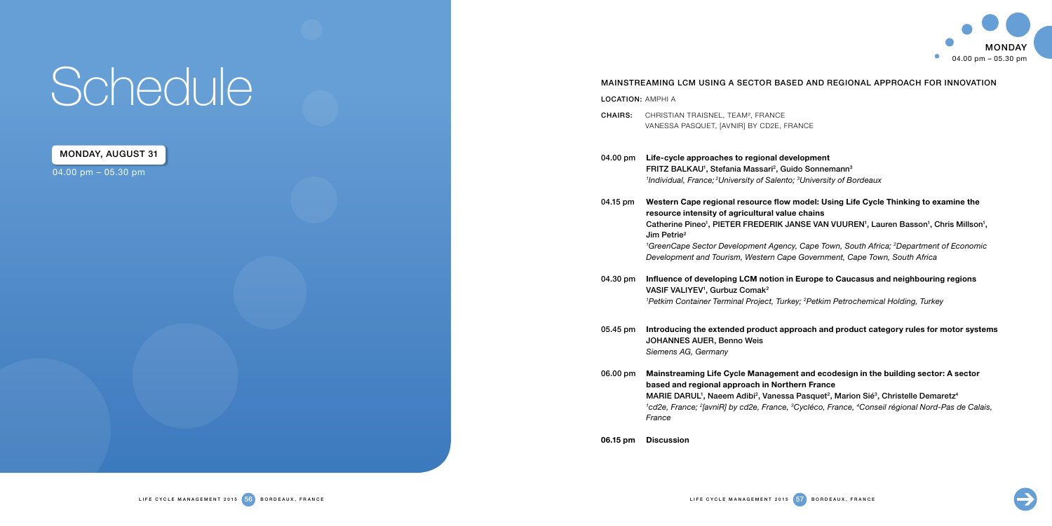# Schedule

**MONDAY, AUGUST 31**

04.00 pm – 05.30 pm

**MONDAY**
04.00 pm – 05.30 pm

## MAINSTREAMING LCM USING A SECTOR BASED AND REGIONAL APPROACH FOR INNOVATION

**LOCATION:** AMPHI A

**CHAIRS:** CHRISTIAN TRAISNEL, TEAM², FRANCE
VANESSA PASQUET, [AVNIR] BY CD2E, FRANCE

04.00 pm **Life-cycle approaches to regional development**
**FRITZ BALKAU[1], Stefania Massari[2], Guido Sonnemann[3]**
*[1]Individual, France; [2]University of Salento; [3]University of Bordeaux*

04.15 pm **Western Cape regional resource flow model: Using Life Cycle Thinking to examine the resource intensity of agricultural value chains**
**Catherine Pineo[1], PIETER FREDERIK JANSE VAN VUUREN[1], Lauren Basson[1], Chris Millson[1], Jim Petrie[2]**
*[1]GreenCape Sector Development Agency, Cape Town, South Africa; [2]Department of Economic Development and Tourism, Western Cape Government, Cape Town, South Africa*

04.30 pm **Influence of developing LCM notion in Europe to Caucasus and neighbouring regions**
**VASIF VALIYEV[1], Gurbuz Comak[2]**
*[1]Petkim Container Terminal Project, Turkey; [2]Petkim Petrochemical Holding, Turkey*

05.45 pm **Introducing the extended product approach and product category rules for motor systems**
**JOHANNES AUER, Benno Weis**
*Siemens AG, Germany*

06.00 pm **Mainstreaming Life Cycle Management and ecodesign in the building sector: A sector based and regional approach in Northern France**
**MARIE DARUL[1], Naeem Adibi[2], Vanessa Pasquet[2], Marion Sié[3], Christelle Demaretz[4]**
*[1]cd2e, France; [2][avniR] by cd2e, France, [3]Cycléco, France, [4]Conseil régional Nord-Pas de Calais, France*

**06.15 pm** **Discussion**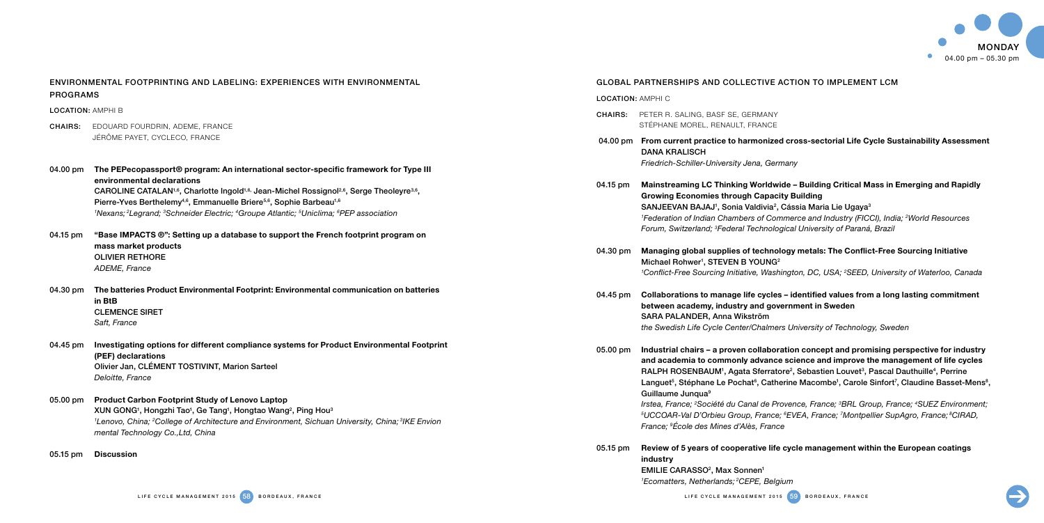## ENVIRONMENTAL FOOTPRINTING AND LABELING: EXPERIENCES WITH ENVIRONMENTAL PROGRAMS

LOCATION: AMPHI B

CHAIRS: EDOUARD FOURDRIN, ADEME, FRANCE
JÉRÔME PAYET, CYCLECO, FRANCE

04.00 pm **The PEPecopassport® program: An international sector-specific framework for Type III environmental declarations**
**CAROLINE CATALAN[1,6], Charlotte Ingold[1,6], Jean-Michel Rossignol[2,6], Serge Theoleyre[3,6], Pierre-Yves Berthelemy[4,6], Emmanuelle Briere[5,6], Sophie Barbeau[1,6]**
*[1]Nexans; [2]Legrand; [3]Schneider Electric; [4]Groupe Atlantic; [5]Uniclima; [6]PEP association*

04.15 pm **"Base IMPACTS ®": Setting up a database to support the French footprint program on mass market products**
**OLIVIER RETHORE**
*ADEME, France*

04.30 pm **The batteries Product Environmental Footprint: Environmental communication on batteries in BtB**
**CLEMENCE SIRET**
*Saft, France*

04.45 pm **Investigating options for different compliance systems for Product Environmental Footprint (PEF) declarations**
**Olivier Jan, CLÉMENT TOSTIVINT, Marion Sarteel**
*Deloitte, France*

05.00 pm **Product Carbon Footprint Study of Lenovo Laptop**
**XUN GONG[1], Hongzhi Tao[1], Ge Tang[1], Hongtao Wang[2], Ping Hou[3]**
*[1]Lenovo, China; [2]College of Architecture and Environment, Sichuan University, China; [3]IKE Envion mental Technology Co.,Ltd, China*

05.15 pm **Discussion**

## GLOBAL PARTNERSHIPS AND COLLECTIVE ACTION TO IMPLEMENT LCM

LOCATION: AMPHI C

CHAIRS: PETER R. SALING, BASF SE, GERMANY
STÉPHANE MOREL, RENAULT, FRANCE

04.00 pm **From current practice to harmonized cross-sectorial Life Cycle Sustainability Assessment**
**DANA KRALISCH**
*Friedrich-Schiller-University Jena, Germany*

04.15 pm **Mainstreaming LC Thinking Worldwide – Building Critical Mass in Emerging and Rapidly Growing Economies through Capacity Building**
**SANJEEVAN BAJAJ[1], Sonia Valdivia[2], Cássia Maria Lie Ugaya[3]**
*[1]Federation of Indian Chambers of Commerce and Industry (FICCI), India; [2]World Resources Forum, Switzerland; [3]Federal Technological University of Paraná, Brazil*

04.30 pm **Managing global supplies of technology metals: The Conflict-Free Sourcing Initiative**
**Michael Rohwer[1], STEVEN B YOUNG[2]**
*[1]Conflict-Free Sourcing Initiative, Washington, DC, USA; [2]SEED, University of Waterloo, Canada*

04.45 pm **Collaborations to manage life cycles – identified values from a long lasting commitment between academy, industry and government in Sweden**
**SARA PALANDER, Anna Wikström**
*the Swedish Life Cycle Center/Chalmers University of Technology, Sweden*

05.00 pm **Industrial chairs – a proven collaboration concept and promising perspective for industry and academia to commonly advance science and improve the management of life cycles**
**RALPH ROSENBAUM[1], Agata Sferratore[2], Sebastien Louvet[3], Pascal Dauthuille[4], Perrine Languet[5], Stéphane Le Pochat[6], Catherine Macombe[1], Carole Sinfort[7], Claudine Basset-Mens[8], Guillaume Junqua[9]**
*Irstea, France; [2]Société du Canal de Provence, France; [3]BRL Group, France; [4]SUEZ Environment; [5]UCCOAR-Val D'Orbieu Group, France; [6]EVEA, France; [7]Montpellier SupAgro, France; [8]CIRAD, France; [9]École des Mines d'Alès, France*

05.15 pm **Review of 5 years of cooperative life cycle management within the European coatings industry**
**EMILIE CARASSO[2], Max Sonnen[1]**
*[1]Ecomatters, Netherlands; [2]CEPE, Belgium*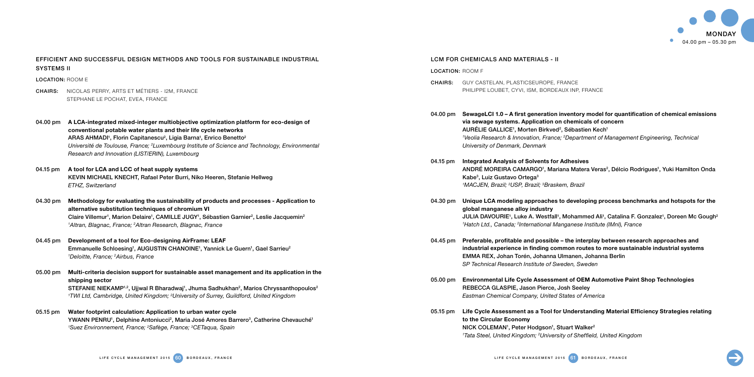MONDAY
04.00 pm – 05.30 pm

## EFFICIENT AND SUCCESSFUL DESIGN METHODS AND TOOLS FOR SUSTAINABLE INDUSTRIAL SYSTEMS II

**LOCATION:** ROOM E

**CHAIRS:** NICOLAS PERRY, ARTS ET MÉTIERS - I2M, FRANCE
STEPHANE LE POCHAT, EVEA, FRANCE

**04.00 pm** **A LCA-integrated mixed-integer multiobjective optimization platform for eco-design of conventional potable water plants and their life cycle networks**
ARAS AHMADI[1], Florin Capitanescu[2], Ligia Barna[1], Enrico Benetto[2]
*[1]Université de Toulouse, France; [2]Luxembourg Institute of Science and Technology, Environmental Research and Innovation (LIST/ERIN), Luxembourg*

**04.15 pm** **A tool for LCA and LCC of heat supply systems**
KEVIN MICHAEL KNECHT, Rafael Peter Burri, Niko Heeren, Stefanie Hellweg
*ETHZ, Switzerland*

**04.30 pm** **Methodology for evaluating the sustainability of products and processes - Application to alternative substitution techniques of chromium VI**
Claire Villemur[1], Marion Delaire[1], CAMILLE JUGY[1], Sébastien Garnier[2], Leslie Jacquemin[2]
*[1]Altran, Blagnac, France; [2]Altran Research, Blagnac, France*

**04.45 pm** **Development of a tool for Eco-designing AirFrame: LEAF**
Emmanuelle Schloesing[1], AUGUSTIN CHANOINE[1], Yannick Le Guern[1], Gael Sarrieu[2]
*[1]Deloitte, France; [2]Airbus, France*

**05.00 pm** **Multi-criteria decision support for sustainable asset management and its application in the shipping sector**
STEFANIE NIEKAMP[1,2], Ujjwal R Bharadwaj[1], Jhuma Sadhukhan[2], Marios Chryssanthopoulos[2]
*[1]TWI Ltd, Cambridge, United Kingdom; [2]University of Surrey, Guildford, United Kingdom*

**05.15 pm** **Water footprint calculation: Application to urban water cycle**
YWANN PENRU[1], Delphine Antoniucci[2], Maria José Amores Barrero[3], Catherine Chevauché[1]
*[1]Suez Environnement, France; [2]Safège, France; [3]CETaqua, Spain*

## LCM FOR CHEMICALS AND MATERIALS - II

**LOCATION:** ROOM F

**CHAIRS:** GUY CASTELAN, PLASTICSEUROPE, FRANCE
PHILIPPE LOUBET, CYVI, ISM, BORDEAUX INP, FRANCE

**04.00 pm** **SewageLCI 1.0 – A first generation inventory model for quantification of chemical emissions via sewage systems. Application on chemicals of concern**
AURÉLIE GALLICE[1], Morten Birkved[2], Sébastien Kech[1]
*[1]Veolia Research & Innovation, France; [2]Department of Management Engineering, Technical University of Denmark, Denmark*

**04.15 pm** **Integrated Analysis of Solvents for Adhesives**
ANDRÉ MOREIRA CAMARGO[1], Mariana Matera Veras[2], Délcio Rodrigues[1], Yuki Hamilton Onda Kabe[3], Luiz Gustavo Ortega[3]
*[1]MACJEN, Brazil; [2]USP, Brazil; [3]Braskem, Brazil*

**04.30 pm** **Unique LCA modeling approaches to developing process benchmarks and hotspots for the global manganese alloy industry**
JULIA DAVOURIE[1], Luke A. Westfall[1], Mohammed Ali[1], Catalina F. Gonzalez[1], Doreen Mc Gough[2]
*[1]Hatch Ltd., Canada; [2]International Manganese Institute (IMnI), France*

**04.45 pm** **Preferable, profitable and possible – the interplay between research approaches and industrial experience in finding common routes to more sustainable industrial systems**
EMMA REX, Johan Torén, Johanna Ulmanen, Johanna Berlin
*SP Technical Research Institute of Sweden, Sweden*

**05.00 pm** **Environmental Life Cycle Assessment of OEM Automotive Paint Shop Technologies**
REBECCA GLASPIE, Jason Pierce, Josh Seeley
*Eastman Chemical Company, United States of America*

**05.15 pm** **Life Cycle Assessment as a Tool for Understanding Material Efficiency Strategies relating to the Circular Economy**
NICK COLEMAN[1], Peter Hodgson[1], Stuart Walker[2]
*[1]Tata Steel, United Kingdom; [2]University of Sheffield, United Kingdom*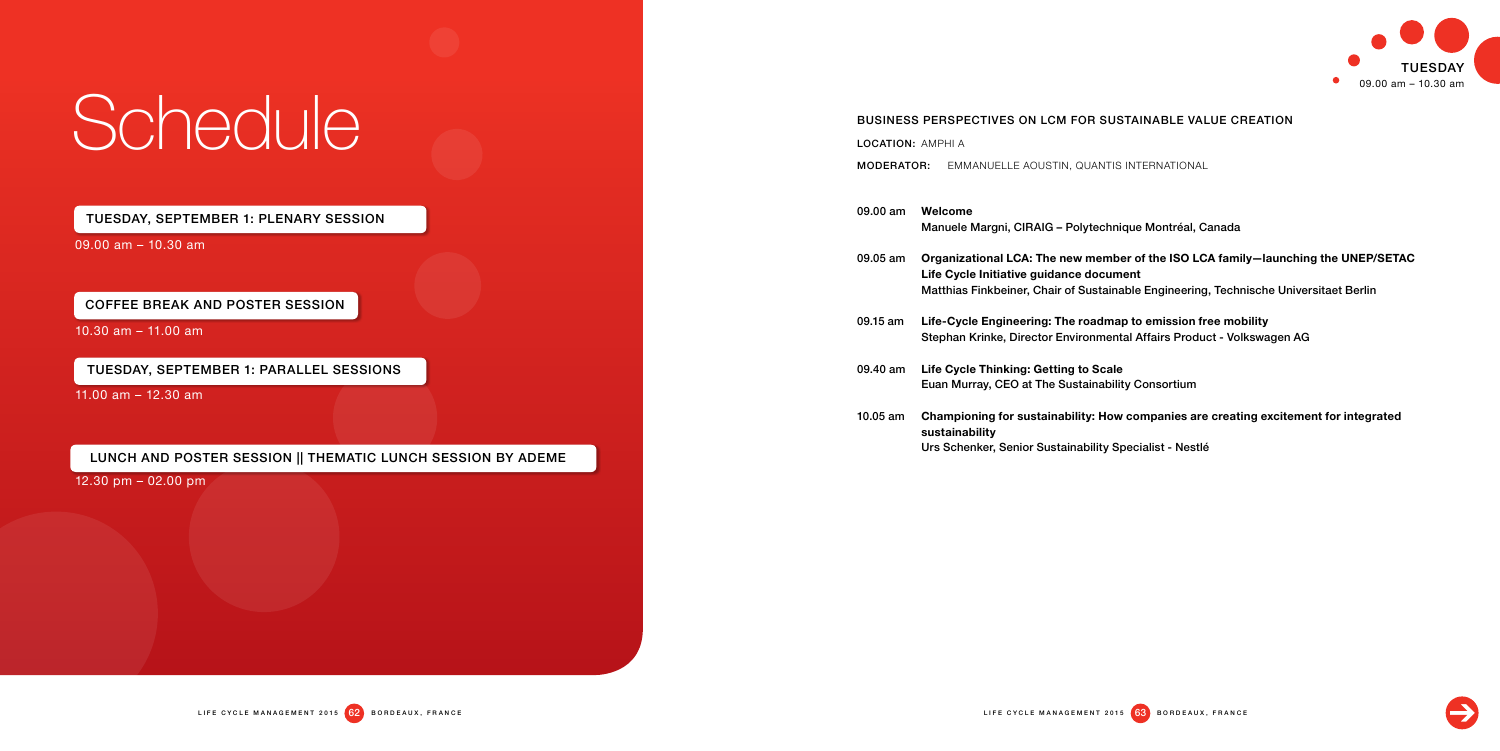# Schedule

**TUESDAY, SEPTEMBER 1: PLENARY SESSION**

09.00 am – 10.30 am

**COFFEE BREAK AND POSTER SESSION**

10.30 am – 11.00 am

**TUESDAY, SEPTEMBER 1: PARALLEL SESSIONS**

11.00 am – 12.30 am

**LUNCH AND POSTER SESSION || THEMATIC LUNCH SESSION BY ADEME**

12.30 pm – 02.00 pm

**TUESDAY**
09.00 am – 10.30 am

## BUSINESS PERSPECTIVES ON LCM FOR SUSTAINABLE VALUE CREATION

**LOCATION:** AMPHI A

**MODERATOR:** EMMANUELLE AOUSTIN, QUANTIS INTERNATIONAL

09.00 am **Welcome**
Manuele Margni, CIRAIG – Polytechnique Montréal, Canada

09.05 am **Organizational LCA: The new member of the ISO LCA family—launching the UNEP/SETAC Life Cycle Initiative guidance document**
Matthias Finkbeiner, Chair of Sustainable Engineering, Technische Universitaet Berlin

09.15 am **Life-Cycle Engineering: The roadmap to emission free mobility**
Stephan Krinke, Director Environmental Affairs Product - Volkswagen AG

09.40 am **Life Cycle Thinking: Getting to Scale**
Euan Murray, CEO at The Sustainability Consortium

10.05 am **Championing for sustainability: How companies are creating excitement for integrated sustainability**
Urs Schenker, Senior Sustainability Specialist - Nestlé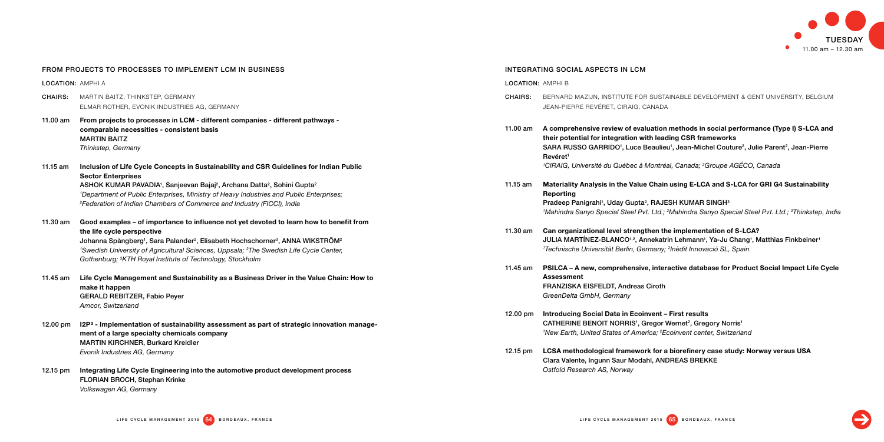## FROM PROJECTS TO PROCESSES TO IMPLEMENT LCM IN BUSINESS

**LOCATION:** AMPHI A

**CHAIRS:** MARTIN BAITZ, THINKSTEP, GERMANY
ELMAR ROTHER, EVONIK INDUSTRIES AG, GERMANY

**11.00 am** **From projects to processes in LCM - different companies - different pathways - comparable necessities - consistent basis**
**MARTIN BAITZ**
*Thinkstep, Germany*

**11.15 am** **Inclusion of Life Cycle Concepts in Sustainability and CSR Guidelines for Indian Public Sector Enterprises**
**ASHOK KUMAR PAVADIA[1], Sanjeevan Bajaj[2], Archana Datta[2], Sohini Gupta[2]**
*[1]Department of Public Enterprises, Ministry of Heavy Industries and Public Enterprises; [2]Federation of Indian Chambers of Commerce and Industry (FICCI), India*

**11.30 am** **Good examples – of importance to influence not yet devoted to learn how to benefit from the life cycle perspective**
**Johanna Spångberg[1], Sara Palander[2], Elisabeth Hochschorner[3], ANNA WIKSTRÖM[2]**
*[1]Swedish University of Agricultural Sciences, Uppsala; [2]The Swedish Life Cycle Center, Gothenburg; [3]KTH Royal Institute of Technology, Stockholm*

**11.45 am** **Life Cycle Management and Sustainability as a Business Driver in the Value Chain: How to make it happen**
**GERALD REBITZER, Fabio Peyer**
*Amcor, Switzerland*

**12.00 pm** **I2P³ - Implementation of sustainability assessment as part of strategic innovation management of a large specialty chemicals company**
**MARTIN KIRCHNER, Burkard Kreidler**
*Evonik Industries AG, Germany*

**12.15 pm** **Integrating Life Cycle Engineering into the automotive product development process**
**FLORIAN BROCH, Stephan Krinke**
*Volkswagen AG, Germany*

## INTEGRATING SOCIAL ASPECTS IN LCM

**LOCATION:** AMPHI B

**CHAIRS:** BERNARD MAZIJN, INSTITUTE FOR SUSTAINABLE DEVELOPMENT & GENT UNIVERSITY, BELGIUM
JEAN-PIERRE REVÉRET, CIRAIG, CANADA

**11.00 am** **A comprehensive review of evaluation methods in social performance (Type I) S-LCA and their potential for integration with leading CSR frameworks**
**SARA RUSSO GARRIDO[1], Luce Beaulieu[1], Jean-Michel Couture[2], Julie Parent[2], Jean-Pierre Revéret[1]**
*[1]CIRAIG, Université du Québec à Montréal, Canada; [2]Groupe AGÉCO, Canada*

**11.15 am** **Materiality Analysis in the Value Chain using E-LCA and S-LCA for GRI G4 Sustainability Reporting**
**Pradeep Panigrahi[1], Uday Gupta[2], RAJESH KUMAR SINGH[3]**
*[1]Mahindra Sanyo Special Steel Pvt. Ltd.; [2]Mahindra Sanyo Special Steel Pvt. Ltd.; [3]Thinkstep, India*

**11.30 am** **Can organizational level strengthen the implementation of S-LCA?**
**JULIA MARTÍNEZ-BLANCO[1,2], Annekatrin Lehmann[1], Ya-Ju Chang[1], Matthias Finkbeiner[1]**
*[1]Technische Universität Berlin, Germany; [2]Inèdit Innovació SL, Spain*

**11.45 am** **PSILCA – A new, comprehensive, interactive database for Product Social Impact Life Cycle Assessment**
**FRANZISKA EISFELDT, Andreas Ciroth**
*GreenDelta GmbH, Germany*

**12.00 pm** **Introducing Social Data in Ecoinvent – First results**
**CATHERINE BENOIT NORRIS[1], Gregor Wernet[2], Gregory Norris[1]**
*[1]New Earth, United States of America; [2]Ecoinvent center, Switzerland*

**12.15 pm** **LCSA methodological framework for a biorefinery case study: Norway versus USA**
**Clara Valente, Ingunn Saur Modahl, ANDREAS BREKKE**
*Ostfold Research AS, Norway*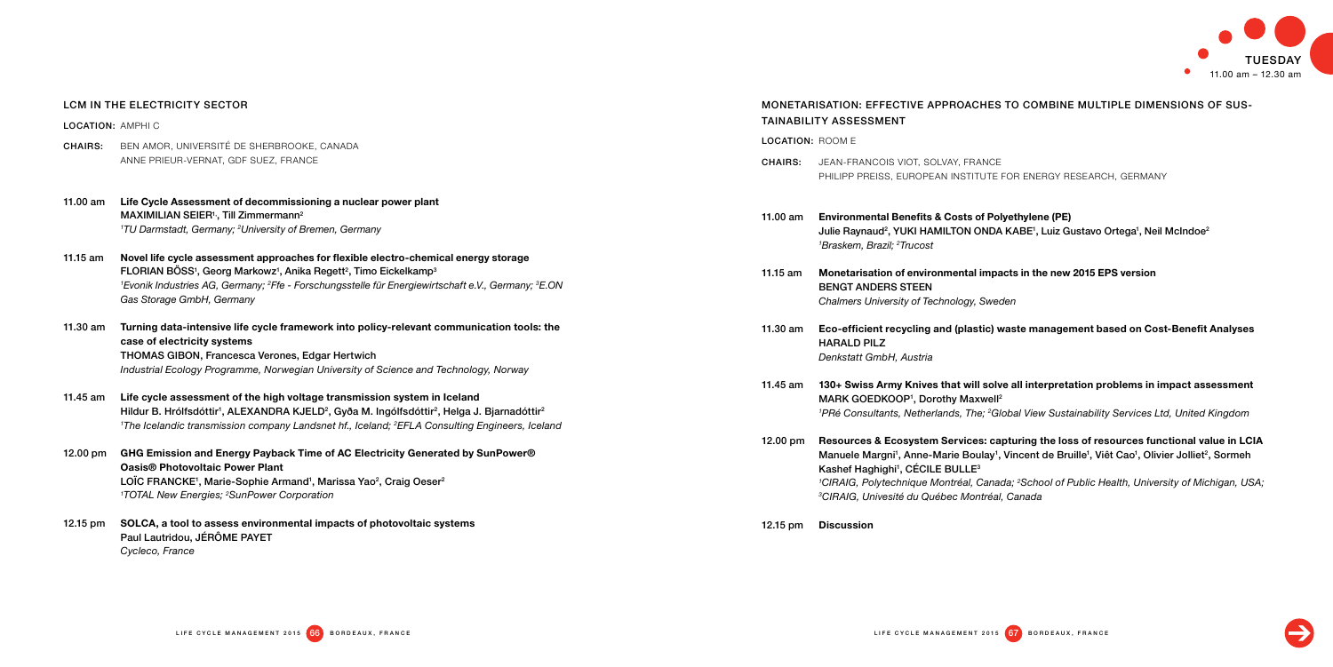TUESDAY
11.00 am – 12.30 am

## LCM IN THE ELECTRICITY SECTOR

**LOCATION:** AMPHI C

**CHAIRS:** BEN AMOR, UNIVERSITÉ DE SHERBROOKE, CANADA
ANNE PRIEUR-VERNAT, GDF SUEZ, FRANCE

**11.00 am** **Life Cycle Assessment of decommissioning a nuclear power plant**
**MAXIMILIAN SEIER[1], Till Zimmermann[2]**
*[1]TU Darmstadt, Germany; [2]University of Bremen, Germany*

**11.15 am** **Novel life cycle assessment approaches for flexible electro-chemical energy storage**
**FLORIAN BÖSS[1], Georg Markowz[1], Anika Regett[2], Timo Eickelkamp[3]**
*[1]Evonik Industries AG, Germany; [2]Ffe - Forschungsstelle für Energiewirtschaft e.V., Germany; [3]E.ON Gas Storage GmbH, Germany*

**11.30 am** **Turning data-intensive life cycle framework into policy-relevant communication tools: the case of electricity systems**
**THOMAS GIBON, Francesca Verones, Edgar Hertwich**
*Industrial Ecology Programme, Norwegian University of Science and Technology, Norway*

**11.45 am** **Life cycle assessment of the high voltage transmission system in Iceland**
**Hildur B. Hrólfsdóttir[1], ALEXANDRA KJELD[2], Gyða M. Ingólfsdóttir[2], Helga J. Bjarnadóttir[2]**
*[1]The Icelandic transmission company Landsnet hf., Iceland; [2]EFLA Consulting Engineers, Iceland*

**12.00 pm** **GHG Emission and Energy Payback Time of AC Electricity Generated by SunPower® Oasis® Photovoltaic Power Plant**
**LOÏC FRANCKE[1], Marie-Sophie Armand[1], Marissa Yao[2], Craig Oeser[2]**
*[1]TOTAL New Energies; [2]SunPower Corporation*

**12.15 pm** **SOLCA, a tool to assess environmental impacts of photovoltaic systems**
**Paul Lautridou, JÉRÔME PAYET**
*Cycleco, France*

## MONETARISATION: EFFECTIVE APPROACHES TO COMBINE MULTIPLE DIMENSIONS OF SUSTAINABILITY ASSESSMENT

**LOCATION:** ROOM E

**CHAIRS:** JEAN-FRANCOIS VIOT, SOLVAY, FRANCE
PHILIPP PREISS, EUROPEAN INSTITUTE FOR ENERGY RESEARCH, GERMANY

**11.00 am** **Environmental Benefits & Costs of Polyethylene (PE)**
**Julie Raynaud[2], YUKI HAMILTON ONDA KABE[1], Luiz Gustavo Ortega[1], Neil McIndoe[2]**
*[1]Braskem, Brazil; [2]Trucost*

**11.15 am** **Monetarisation of environmental impacts in the new 2015 EPS version**
**BENGT ANDERS STEEN**
*Chalmers University of Technology, Sweden*

**11.30 am** **Eco-efficient recycling and (plastic) waste management based on Cost-Benefit Analyses**
**HARALD PILZ**
*Denkstatt GmbH, Austria*

**11.45 am** **130+ Swiss Army Knives that will solve all interpretation problems in impact assessment**
**MARK GOEDKOOP[1], Dorothy Maxwell[2]**
*[1]PRé Consultants, Netherlands, The; [2]Global View Sustainability Services Ltd, United Kingdom*

**12.00 pm** **Resources & Ecosystem Services: capturing the loss of resources functional value in LCIA**
**Manuele Margni[1], Anne-Marie Boulay[1], Vincent de Bruille[1], Viêt Cao[1], Olivier Jolliet[2], Sormeh Kashef Haghighi[1], CÉCILE BULLE[3]**
*[1]CIRAIG, Polytechnique Montréal, Canada; [2]School of Public Health, University of Michigan, USA; [3]CIRAIG, Univesité du Québec Montréal, Canada*

**12.15 pm** **Discussion**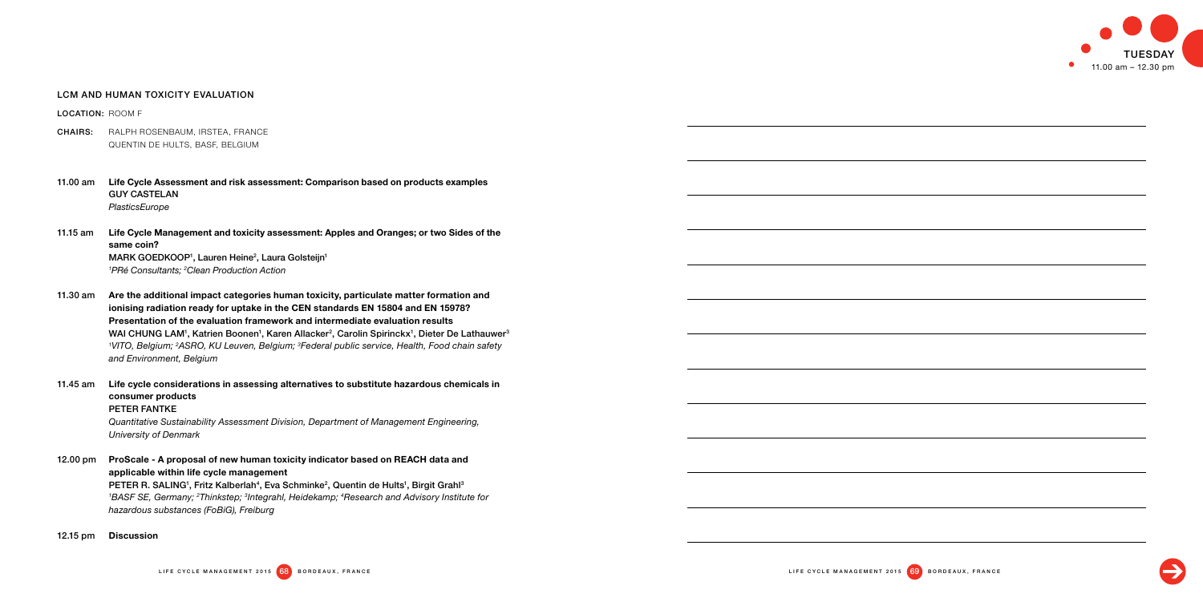TUESDAY
11.00 am – 12.30 pm

## LCM AND HUMAN TOXICITY EVALUATION

**LOCATION:** ROOM F

**CHAIRS:** RALPH ROSENBAUM, IRSTEA, FRANCE
QUENTIN DE HULTS, BASF, BELGIUM

**11.00 am** **Life Cycle Assessment and risk assessment: Comparison based on products examples**
**GUY CASTELAN**
*PlasticsEurope*

**11.15 am** **Life Cycle Management and toxicity assessment: Apples and Oranges; or two Sides of the same coin?**
**MARK GOEDKOOP[1], Lauren Heine[2], Laura Golsteijn[1]**
*[1]PRé Consultants; [2]Clean Production Action*

**11.30 am** **Are the additional impact categories human toxicity, particulate matter formation and ionising radiation ready for uptake in the CEN standards EN 15804 and EN 15978? Presentation of the evaluation framework and intermediate evaluation results**
**WAI CHUNG LAM[1], Katrien Boonen[1], Karen Allacker[2], Carolin Spirinckx[1], Dieter De Lathauwer[3]**
*[1]VITO, Belgium; [2]ASRO, KU Leuven, Belgium; [3]Federal public service, Health, Food chain safety and Environment, Belgium*

**11.45 am** **Life cycle considerations in assessing alternatives to substitute hazardous chemicals in consumer products**
**PETER FANTKE**
*Quantitative Sustainability Assessment Division, Department of Management Engineering, University of Denmark*

**12.00 pm** **ProScale - A proposal of new human toxicity indicator based on REACH data and applicable within life cycle management**
**PETER R. SALING[1], Fritz Kalberlah[4], Eva Schminke[2], Quentin de Hults[1], Birgit Grahl[3]**
*[1]BASF SE, Germany; [2]Thinkstep; [3]Integrahl, Heidekamp; [4]Research and Advisory Institute for hazardous substances (FoBiG), Freiburg*

**12.15 pm** **Discussion**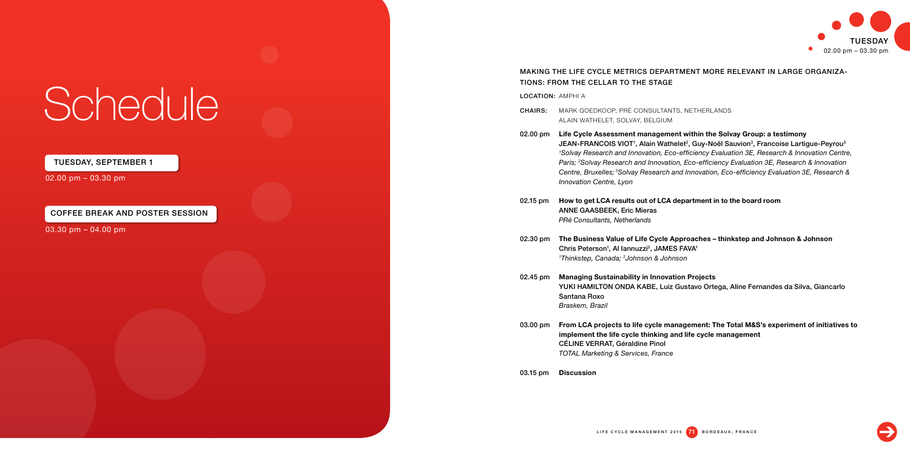# Schedule

**TUESDAY, SEPTEMBER 1**

02.00 pm – 03.30 pm

**COFFEE BREAK AND POSTER SESSION**

03.30 pm – 04.00 pm

**TUESDAY**
02.00 pm – 03.30 pm

## MAKING THE LIFE CYCLE METRICS DEPARTMENT MORE RELEVANT IN LARGE ORGANIZATIONS: FROM THE CELLAR TO THE STAGE

**LOCATION:** AMPHI A

**CHAIRS:** MARK GOEDKOOP, PRÉ CONSULTANTS, NETHERLANDS
ALAIN WATHELET, SOLVAY, BELGIUM

**02.00 pm** **Life Cycle Assessment management within the Solvay Group: a testimony**
**JEAN-FRANCOIS VIOT[1], Alain Wathelet[2], Guy-Noël Sauvion[3], Francoise Lartigue-Peyrou[3]**
*[1]Solvay Research and Innovation, Eco-efficiency Evaluation 3E, Research & Innovation Centre, Paris; [2]Solvay Research and Innovation, Eco-efficiency Evaluation 3E, Research & Innovation Centre, Bruxelles; [3]Solvay Research and Innovation, Eco-efficiency Evaluation 3E, Research & Innovation Centre, Lyon*

**02.15 pm** **How to get LCA results out of LCA department in to the board room**
**ANNE GAASBEEK, Eric Mieras**
*PRé Consultants, Netherlands*

**02.30 pm** **The Business Value of Life Cycle Approaches – thinkstep and Johnson & Johnson**
**Chris Peterson[1], Al Iannuzzi[2], JAMES FAVA[1]**
*[1]Thinkstep, Canada; [2]Johnson & Johnson*

**02.45 pm** **Managing Sustainability in Innovation Projects**
**YUKI HAMILTON ONDA KABE, Luiz Gustavo Ortega, Aline Fernandes da Silva, Giancarlo Santana Roxo**
*Braskem, Brazil*

**03.00 pm** **From LCA projects to life cycle management: The Total M&S's experiment of initiatives to implement the life cycle thinking and life cycle management**
**CÉLINE VERRAT, Géraldine Pinol**
*TOTAL Marketing & Services, France*

**03.15 pm** **Discussion**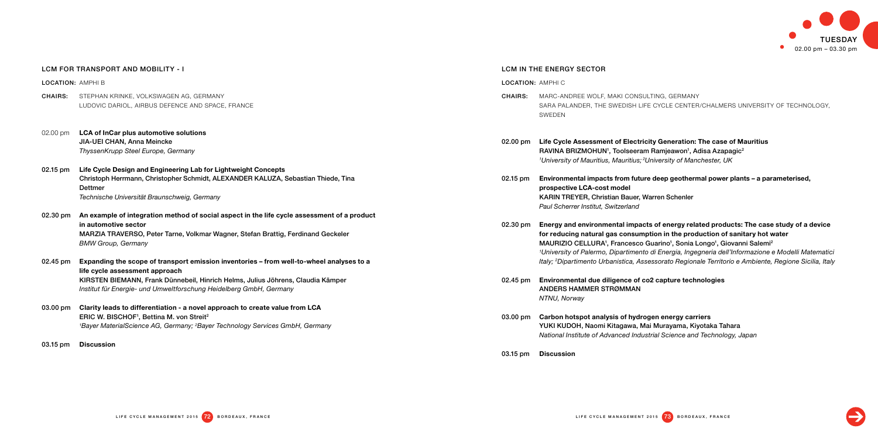TUESDAY
02.00 pm – 03.30 pm

## LCM FOR TRANSPORT AND MOBILITY - I

**LOCATION:** AMPHI B

**CHAIRS:** STEPHAN KRINKE, VOLKSWAGEN AG, GERMANY
LUDOVIC DARIOL, AIRBUS DEFENCE AND SPACE, FRANCE

02.00 pm **LCA of InCar plus automotive solutions**
**JIA-UEI CHAN, Anna Meincke**
*ThyssenKrupp Steel Europe, Germany*

02.15 pm **Life Cycle Design and Engineering Lab for Lightweight Concepts**
**Christoph Herrmann, Christopher Schmidt, ALEXANDER KALUZA, Sebastian Thiede, Tina Dettmer**
*Technische Universität Braunschweig, Germany*

02.30 pm **An example of integration method of social aspect in the life cycle assessment of a product in automotive sector**
**MARZIA TRAVERSO, Peter Tarne, Volkmar Wagner, Stefan Brattig, Ferdinand Geckeler**
*BMW Group, Germany*

02.45 pm **Expanding the scope of transport emission inventories – from well-to-wheel analyses to a life cycle assessment approach**
**KIRSTEN BIEMANN, Frank Dünnebeil, Hinrich Helms, Julius Jöhrens, Claudia Kämper**
*Institut für Energie- und Umweltforschung Heidelberg GmbH, Germany*

03.00 pm **Clarity leads to differentiation - a novel approach to create value from LCA**
**ERIC W. BISCHOF[1], Bettina M. von Streit[2]**
*[1]Bayer MaterialScience AG, Germany; [2]Bayer Technology Services GmbH, Germany*

03.15 pm **Discussion**

## LCM IN THE ENERGY SECTOR

**LOCATION:** AMPHI C

**CHAIRS:** MARC-ANDREE WOLF, MAKI CONSULTING, GERMANY
SARA PALANDER, THE SWEDISH LIFE CYCLE CENTER/CHALMERS UNIVERSITY OF TECHNOLOGY, SWEDEN

02.00 pm **Life Cycle Assessment of Electricity Generation: The case of Mauritius**
**RAVINA BRIZMOHUN[1], Toolseeram Ramjeawon[1], Adisa Azapagic[2]**
*[1]University of Mauritius, Mauritius; [2]University of Manchester, UK*

02.15 pm **Environmental impacts from future deep geothermal power plants – a parameterised, prospective LCA-cost model**
**KARIN TREYER, Christian Bauer, Warren Schenler**
*Paul Scherrer Institut, Switzerland*

02.30 pm **Energy and environmental impacts of energy related products: The case study of a device for reducing natural gas consumption in the production of sanitary hot water**
**MAURIZIO CELLURA[1], Francesco Guarino[1], Sonia Longo[1], Giovanni Salemi[2]**
*[1]University of Palermo, Dipartimento di Energia, Ingegneria dell'Informazione e Modelli Matematici Italy; [2]Dipartimento Urbanistica, Assessorato Regionale Territorio e Ambiente, Regione Sicilia, Italy*

02.45 pm **Environmental due diligence of co2 capture technologies**
**ANDERS HAMMER STRØMMAN**
*NTNU, Norway*

03.00 pm **Carbon hotspot analysis of hydrogen energy carriers**
**YUKI KUDOH, Naomi Kitagawa, Mai Murayama, Kiyotaka Tahara**
*National Institute of Advanced Industrial Science and Technology, Japan*

03.15 pm **Discussion**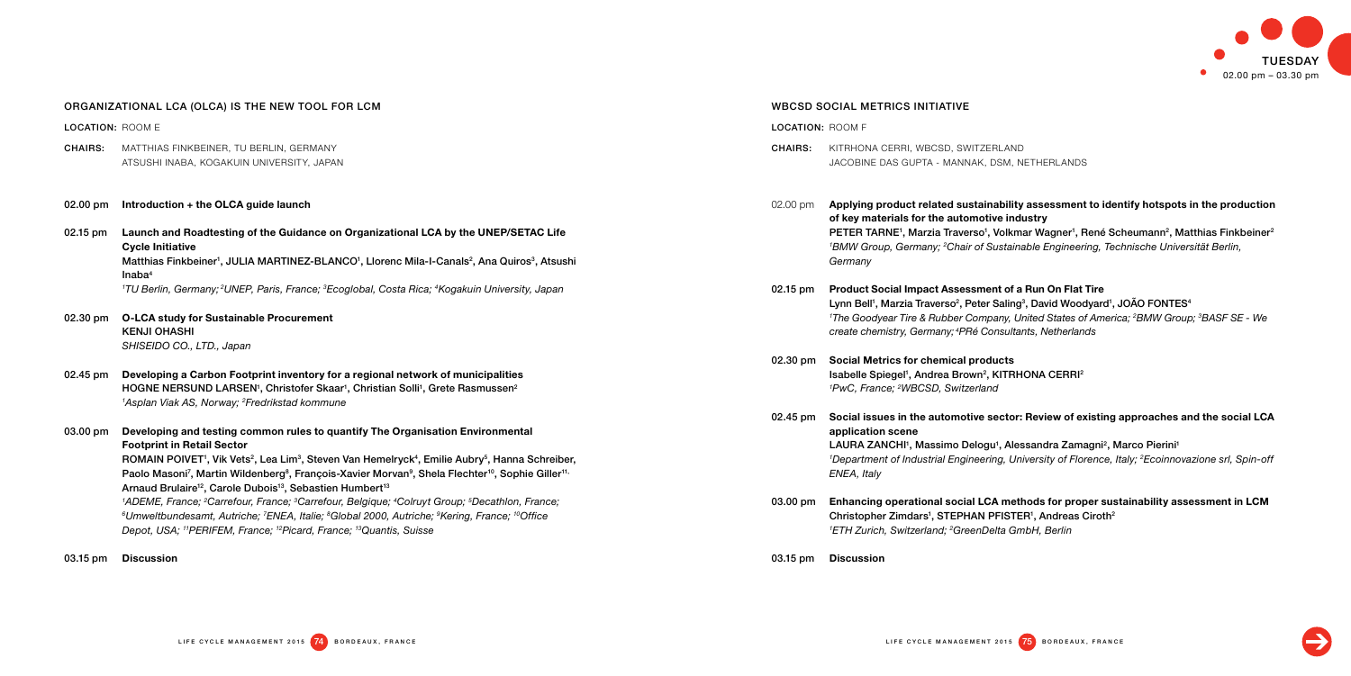TUESDAY
02.00 pm – 03.30 pm

## ORGANIZATIONAL LCA (OLCA) IS THE NEW TOOL FOR LCM

**LOCATION:** ROOM E

**CHAIRS:** MATTHIAS FINKBEINER, TU BERLIN, GERMANY
ATSUSHI INABA, KOGAKUIN UNIVERSITY, JAPAN

**02.00 pm** **Introduction + the OLCA guide launch**

**02.15 pm** **Launch and Roadtesting of the Guidance on Organizational LCA by the UNEP/SETAC Life Cycle Initiative**
**Matthias Finkbeiner[1], JULIA MARTINEZ-BLANCO[1], Llorenc Mila-I-Canals[2], Ana Quiros[3], Atsushi Inaba[4]**
*[1]TU Berlin, Germany; [2]UNEP, Paris, France; [3]Ecoglobal, Costa Rica; [4]Kogakuin University, Japan*

**02.30 pm** **O-LCA study for Sustainable Procurement**
**KENJI OHASHI**
*SHISEIDO CO., LTD., Japan*

**02.45 pm** **Developing a Carbon Footprint inventory for a regional network of municipalities**
**HOGNE NERSUND LARSEN[1], Christofer Skaar[1], Christian Solli[1], Grete Rasmussen[2]**
*[1]Asplan Viak AS, Norway; [2]Fredrikstad kommune*

**03.00 pm** **Developing and testing common rules to quantify The Organisation Environmental Footprint in Retail Sector**
**ROMAIN POIVET[1], Vik Vets[2], Lea Lim[3], Steven Van Hemelryck[4], Emilie Aubry[5], Hanna Schreiber, Paolo Masoni[7], Martin Wildenberg[8], François-Xavier Morvan[9], Shela Flechter[10], Sophie Giller[11], Arnaud Brulaire[12], Carole Dubois[13], Sebastien Humbert[13]**
*[1]ADEME, France; [2]Carrefour, France; [3]Carrefour, Belgique; [4]Colruyt Group; [5]Decathlon, France; [6]Umweltbundesamt, Autriche; [7]ENEA, Italie; [8]Global 2000, Autriche; [9]Kering, France; [10]Office Depot, USA; [11]PERIFEM, France; [12]Picard, France; [13]Quantis, Suisse*

**03.15 pm** **Discussion**

## WBCSD SOCIAL METRICS INITIATIVE

**LOCATION:** ROOM F

**CHAIRS:** KITRHONA CERRI, WBCSD, SWITZERLAND
JACOBINE DAS GUPTA - MANNAK, DSM, NETHERLANDS

**02.00 pm** **Applying product related sustainability assessment to identify hotspots in the production of key materials for the automotive industry**
**PETER TARNE[1], Marzia Traverso[1], Volkmar Wagner[1], René Scheumann[2], Matthias Finkbeiner[2]**
*[1]BMW Group, Germany; [2]Chair of Sustainable Engineering, Technische Universität Berlin, Germany*

**02.15 pm** **Product Social Impact Assessment of a Run On Flat Tire**
**Lynn Bell[1], Marzia Traverso[2], Peter Saling[3], David Woodyard[1], JOÃO FONTES[4]**
*[1]The Goodyear Tire & Rubber Company, United States of America; [2]BMW Group; [3]BASF SE - We create chemistry, Germany; [4]PRé Consultants, Netherlands*

**02.30 pm** **Social Metrics for chemical products**
**Isabelle Spiegel[1], Andrea Brown[2], KITRHONA CERRI[2]**
*[1]PwC, France; [2]WBCSD, Switzerland*

**02.45 pm** **Social issues in the automotive sector: Review of existing approaches and the social LCA application scene**
**LAURA ZANCHI[1], Massimo Delogu[1], Alessandra Zamagni[2], Marco Pierini[1]**
*[1]Department of Industrial Engineering, University of Florence, Italy; [2]Ecoinnovazione srl, Spin-off ENEA, Italy*

**03.00 pm** **Enhancing operational social LCA methods for proper sustainability assessment in LCM**
**Christopher Zimdars[1], STEPHAN PFISTER[1], Andreas Ciroth[2]**
*[1]ETH Zurich, Switzerland; [2]GreenDelta GmbH, Berlin*

**03.15 pm** **Discussion**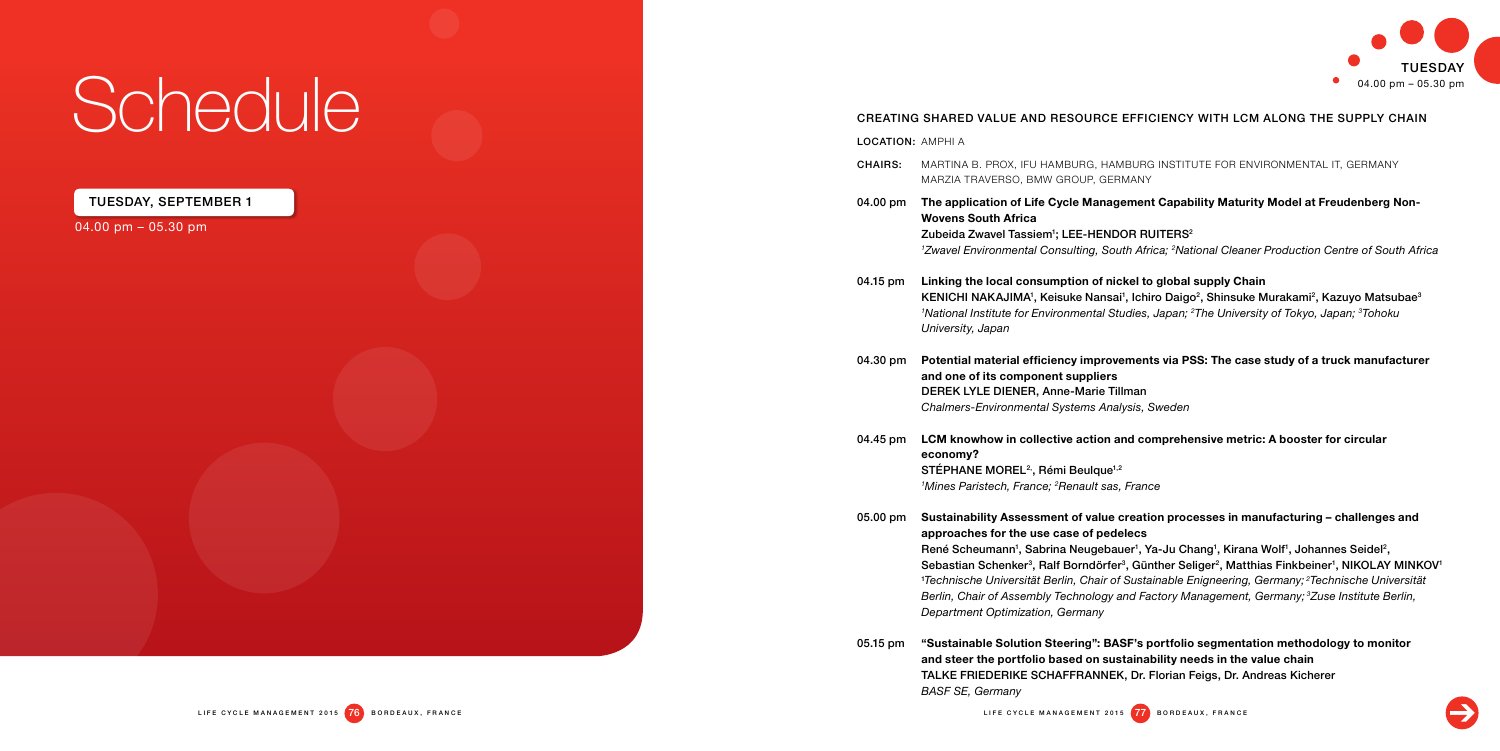# Schedule

**TUESDAY, SEPTEMBER 1**

04.00 pm – 05.30 pm

## CREATING SHARED VALUE AND RESOURCE EFFICIENCY WITH LCM ALONG THE SUPPLY CHAIN

**LOCATION:** AMPHI A

**CHAIRS:** MARTINA B. PROX, IFU HAMBURG, HAMBURG INSTITUTE FOR ENVIRONMENTAL IT, GERMANY
MARZIA TRAVERSO, BMW GROUP, GERMANY

**04.00 pm** **The application of Life Cycle Management Capability Maturity Model at Freudenberg Non-Wovens South Africa**
**Zubeida Zwavel Tassiem[1]; LEE-HENDOR RUITERS[2]**
*[1]Zwavel Environmental Consulting, South Africa; [2]National Cleaner Production Centre of South Africa*

**04.15 pm** **Linking the local consumption of nickel to global supply Chain**
**KENICHI NAKAJIMA[1], Keisuke Nansai[1], Ichiro Daigo[2], Shinsuke Murakami[2], Kazuyo Matsubae[3]**
*[1]National Institute for Environmental Studies, Japan; [2]The University of Tokyo, Japan; [3]Tohoku University, Japan*

**04.30 pm** **Potential material efficiency improvements via PSS: The case study of a truck manufacturer and one of its component suppliers**
**DEREK LYLE DIENER, Anne-Marie Tillman**
*Chalmers-Environmental Systems Analysis, Sweden*

**04.45 pm** **LCM knowhow in collective action and comprehensive metric: A booster for circular economy?**
**STÉPHANE MOREL[2], Rémi Beulque[1,2]**
*[1]Mines Paristech, France; [2]Renault sas, France*

**05.00 pm** **Sustainability Assessment of value creation processes in manufacturing – challenges and approaches for the use case of pedelecs**
**René Scheumann[1], Sabrina Neugebauer[1], Ya-Ju Chang[1], Kirana Wolf[1], Johannes Seidel[2], Sebastian Schenker[3], Ralf Borndörfer[3], Günther Seliger[2], Matthias Finkbeiner[1], NIKOLAY MINKOV[1]**
*[1]Technische Universität Berlin, Chair of Sustainable Enigneering, Germany; [2]Technische Universität Berlin, Chair of Assembly Technology and Factory Management, Germany; [3]Zuse Institute Berlin, Department Optimization, Germany*

**05.15 pm** **"Sustainable Solution Steering": BASF's portfolio segmentation methodology to monitor and steer the portfolio based on sustainability needs in the value chain**
**TALKE FRIEDERIKE SCHAFFRANNEK, Dr. Florian Feigs, Dr. Andreas Kicherer**
*BASF SE, Germany*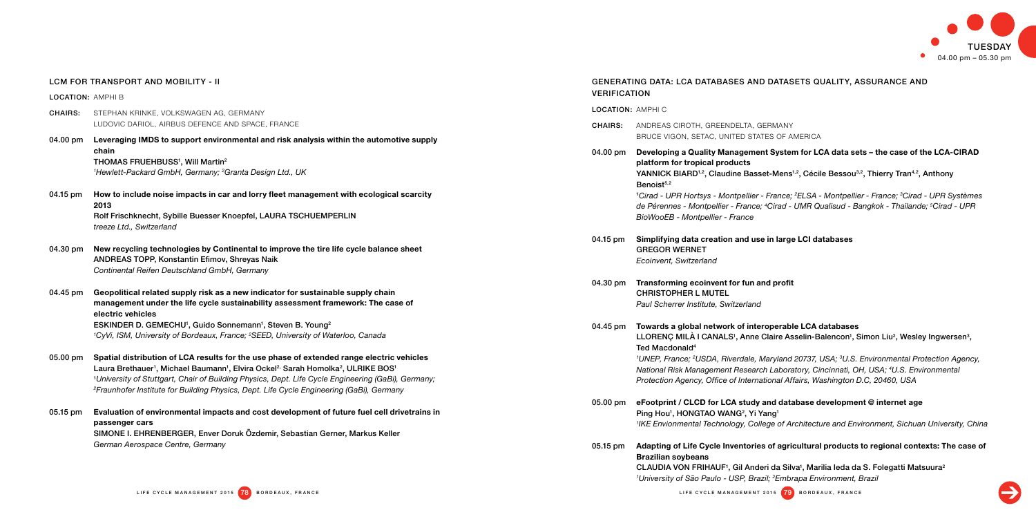## LCM FOR TRANSPORT AND MOBILITY - II

**LOCATION:** AMPHI B

**CHAIRS:** STEPHAN KRINKE, VOLKSWAGEN AG, GERMANY
LUDOVIC DARIOL, AIRBUS DEFENCE AND SPACE, FRANCE

**04.00 pm** **Leveraging IMDS to support environmental and risk analysis within the automotive supply chain**
**THOMAS FRUEHBUSS[1], Will Martin[2]**
*[1]Hewlett-Packard GmbH, Germany; [2]Granta Design Ltd., UK*

**04.15 pm** **How to include noise impacts in car and lorry fleet management with ecological scarcity 2013**
**Rolf Frischknecht, Sybille Buesser Knoepfel, LAURA TSCHUEMPERLIN**
*treeze Ltd., Switzerland*

**04.30 pm** **New recycling technologies by Continental to improve the tire life cycle balance sheet**
**ANDREAS TOPP, Konstantin Efimov, Shreyas Naik**
*Continental Reifen Deutschland GmbH, Germany*

**04.45 pm** **Geopolitical related supply risk as a new indicator for sustainable supply chain management under the life cycle sustainability assessment framework: The case of electric vehicles**
**ESKINDER D. GEMECHU[1], Guido Sonnemann[1], Steven B. Young[2]**
*[1]CyVi, ISM, University of Bordeaux, France; [2]SEED, University of Waterloo, Canada*

**05.00 pm** **Spatial distribution of LCA results for the use phase of extended range electric vehicles**
**Laura Brethauer[1], Michael Baumann[1], Elvira Ockel[2], Sarah Homolka[2], ULRIKE BOS[1]**
*[1]University of Stuttgart, Chair of Building Physics, Dept. Life Cycle Engineering (GaBi), Germany; [2]Fraunhofer Institute for Building Physics, Dept. Life Cycle Engineering (GaBi), Germany*

**05.15 pm** **Evaluation of environmental impacts and cost development of future fuel cell drivetrains in passenger cars**
**SIMONE I. EHRENBERGER, Enver Doruk Özdemir, Sebastian Gerner, Markus Keller**
*German Aerospace Center, Germany*

## GENERATING DATA: LCA DATABASES AND DATASETS QUALITY, ASSURANCE AND VERIFICATION

**LOCATION:** AMPHI C

**CHAIRS:** ANDREAS CIROTH, GREENDELTA, GERMANY
BRUCE VIGON, SETAC, UNITED STATES OF AMERICA

**04.00 pm** **Developing a Quality Management System for LCA data sets – the case of the LCA-CIRAD platform for tropical products**
**YANNICK BIARD[1,2], Claudine Basset-Mens[1,2], Cécile Bessou[3,2], Thierry Tran[4,2], Anthony Benoist[5,2]**
*[1]Cirad - UPR Hortsys - Montpellier - France; [2]ELSA - Montpellier - France; [3]Cirad - UPR Systèmes de Pérennes - Montpellier - France; [4]Cirad - UMR Qualisud - Bangkok - Thailande; [5]Cirad - UPR BioWooEB - Montpellier - France*

**04.15 pm** **Simplifying data creation and use in large LCI databases**
**GREGOR WERNET**
*Ecoinvent, Switzerland*

**04.30 pm** **Transforming ecoinvent for fun and profit**
**CHRISTOPHER L MUTEL**
*Paul Scherrer Institute, Switzerland*

**04.45 pm** **Towards a global network of interoperable LCA databases**
**LLORENÇ MILÀ I CANALS[1], Anne Claire Asselin-Balencon[1], Simon Liu[2], Wesley Ingwersen[3], Ted Macdonald[4]**
*[1]UNEP, France; [2]USDA, Riverdale, Maryland 20737, USA; [3]U.S. Environmental Protection Agency, National Risk Management Research Laboratory, Cincinnati, OH, USA; [4]U.S. Environmental Protection Agency, Office of International Affairs, Washington D.C, 20460, USA*

**05.00 pm** **eFootprint / CLCD for LCA study and database development @ internet age**
**Ping Hou[1], HONGTAO WANG[2], Yi Yang[1]**
*[1]IKE Envionmental Technology, College of Architecture and Environment, Sichuan University, China*

**05.15 pm** **Adapting of Life Cycle Inventories of agricultural products to regional contexts: The case of Brazilian soybeans**
**CLAUDIA VON FRIHAUF[1], Gil Anderi da Silva[1], Marilia Ieda da S. Folegatti Matsuura[2]**
*[1]University of São Paulo - USP, Brazil; [2]Embrapa Environment, Brazil*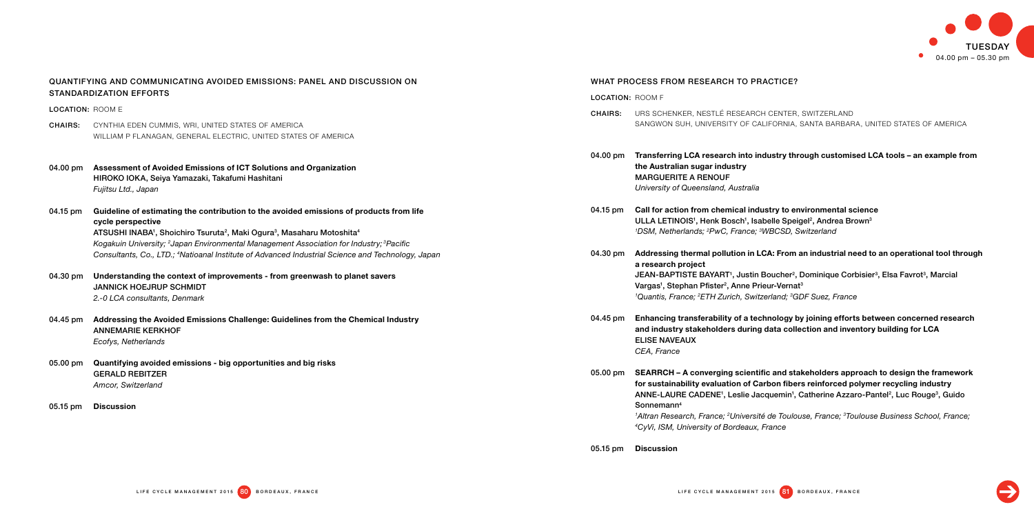TUESDAY
04.00 pm – 05.30 pm

## QUANTIFYING AND COMMUNICATING AVOIDED EMISSIONS: PANEL AND DISCUSSION ON STANDARDIZATION EFFORTS

**LOCATION:** ROOM E

**CHAIRS:** CYNTHIA EDEN CUMMIS, WRI, UNITED STATES OF AMERICA
WILLIAM P FLANAGAN, GENERAL ELECTRIC, UNITED STATES OF AMERICA

**04.00 pm** **Assessment of Avoided Emissions of ICT Solutions and Organization**
**HIROKO IOKA, Seiya Yamazaki, Takafumi Hashitani**
*Fujitsu Ltd., Japan*

**04.15 pm** **Guideline of estimating the contribution to the avoided emissions of products from life cycle perspective**
**ATSUSHI INABA[1], Shoichiro Tsuruta[2], Maki Ogura[3], Masaharu Motoshita[4]**
*Kogakuin University; [2]Japan Environmental Management Association for Industry; [3]Pacific Consultants, Co., LTD.; [4]Natioanal Institute of Advanced Industrial Science and Technology, Japan*

**04.30 pm** **Understanding the context of improvements - from greenwash to planet savers**
**JANNICK HOEJRUP SCHMIDT**
*2.-0 LCA consultants, Denmark*

**04.45 pm** **Addressing the Avoided Emissions Challenge: Guidelines from the Chemical Industry**
**ANNEMARIE KERKHOF**
*Ecofys, Netherlands*

**05.00 pm** **Quantifying avoided emissions - big opportunities and big risks**
**GERALD REBITZER**
*Amcor, Switzerland*

**05.15 pm** **Discussion**

## WHAT PROCESS FROM RESEARCH TO PRACTICE?

**LOCATION:** ROOM F

**CHAIRS:** URS SCHENKER, NESTLÉ RESEARCH CENTER, SWITZERLAND
SANGWON SUH, UNIVERSITY OF CALIFORNIA, SANTA BARBARA, UNITED STATES OF AMERICA

**04.00 pm** **Transferring LCA research into industry through customised LCA tools – an example from the Australian sugar industry**
**MARGUERITE A RENOUF**
*University of Queensland, Australia*

**04.15 pm** **Call for action from chemical industry to environmental science**
**ULLA LETINOIS[1], Henk Bosch[1], Isabelle Speigel[2], Andrea Brown[3]**
*[1]DSM, Netherlands; [2]PwC, France; [3]WBCSD, Switzerland*

**04.30 pm** **Addressing thermal pollution in LCA: From an industrial need to an operational tool through a research project**
**JEAN-BAPTISTE BAYART[1], Justin Boucher[2], Dominique Corbisier[3], Elsa Favrot[3], Marcial Vargas[1], Stephan Pfister[2], Anne Prieur-Vernat[3]**
*[1]Quantis, France; [2]ETH Zurich, Switzerland; [3]GDF Suez, France*

**04.45 pm** **Enhancing transferability of a technology by joining efforts between concerned research and industry stakeholders during data collection and inventory building for LCA**
**ELISE NAVEAUX**
*CEA, France*

**05.00 pm** **SEARRCH – A converging scientific and stakeholders approach to design the framework for sustainability evaluation of Carbon fibers reinforced polymer recycling industry**
**ANNE-LAURE CADENE[1], Leslie Jacquemin[1], Catherine Azzaro-Pantel[2], Luc Rouge[3], Guido Sonnemann[4]**
*[1]Altran Research, France; [2]Université de Toulouse, France; [3]Toulouse Business School, France; [4]CyVi, ISM, University of Bordeaux, France*

**05.15 pm** **Discussion**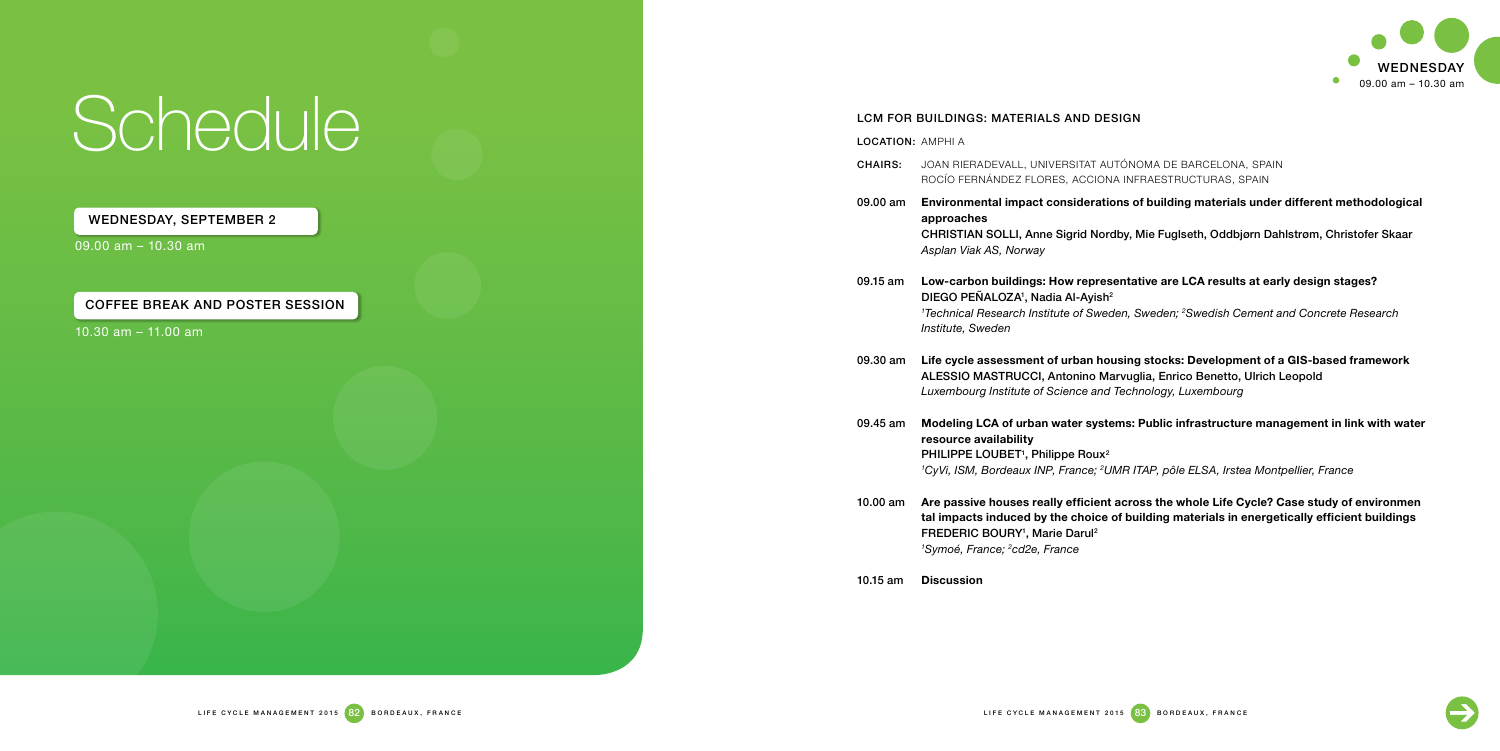# Schedule

**WEDNESDAY, SEPTEMBER 2**

09.00 am – 10.30 am

**COFFEE BREAK AND POSTER SESSION**

10.30 am – 11.00 am

**WEDNESDAY**
09.00 am – 10.30 am

## LCM FOR BUILDINGS: MATERIALS AND DESIGN

**LOCATION:** AMPHI A

**CHAIRS:** JOAN RIERADEVALL, UNIVERSITAT AUTÓNOMA DE BARCELONA, SPAIN
ROCÍO FERNÁNDEZ FLORES, ACCIONA INFRAESTRUCTURAS, SPAIN

09.00 am **Environmental impact considerations of building materials under different methodological approaches**
CHRISTIAN SOLLI, Anne Sigrid Nordby, Mie Fuglseth, Oddbjørn Dahlstrøm, Christofer Skaar
*Asplan Viak AS, Norway*

09.15 am **Low-carbon buildings: How representative are LCA results at early design stages?**
DIEGO PEÑALOZA[1], Nadia Al-Ayish[2]
*[1]Technical Research Institute of Sweden, Sweden; [2]Swedish Cement and Concrete Research Institute, Sweden*

09.30 am **Life cycle assessment of urban housing stocks: Development of a GIS-based framework**
ALESSIO MASTRUCCI, Antonino Marvuglia, Enrico Benetto, Ulrich Leopold
*Luxembourg Institute of Science and Technology, Luxembourg*

09.45 am **Modeling LCA of urban water systems: Public infrastructure management in link with water resource availability**
PHILIPPE LOUBET[1], Philippe Roux[2]
*[1]CyVi, ISM, Bordeaux INP, France; [2]UMR ITAP, pôle ELSA, Irstea Montpellier, France*

10.00 am **Are passive houses really efficient across the whole Life Cycle? Case study of environmental impacts induced by the choice of building materials in energetically efficient buildings**
FREDERIC BOURY[1], Marie Darul[2]
*[1]Symoé, France; [2]cd2e, France*

10.15 am **Discussion**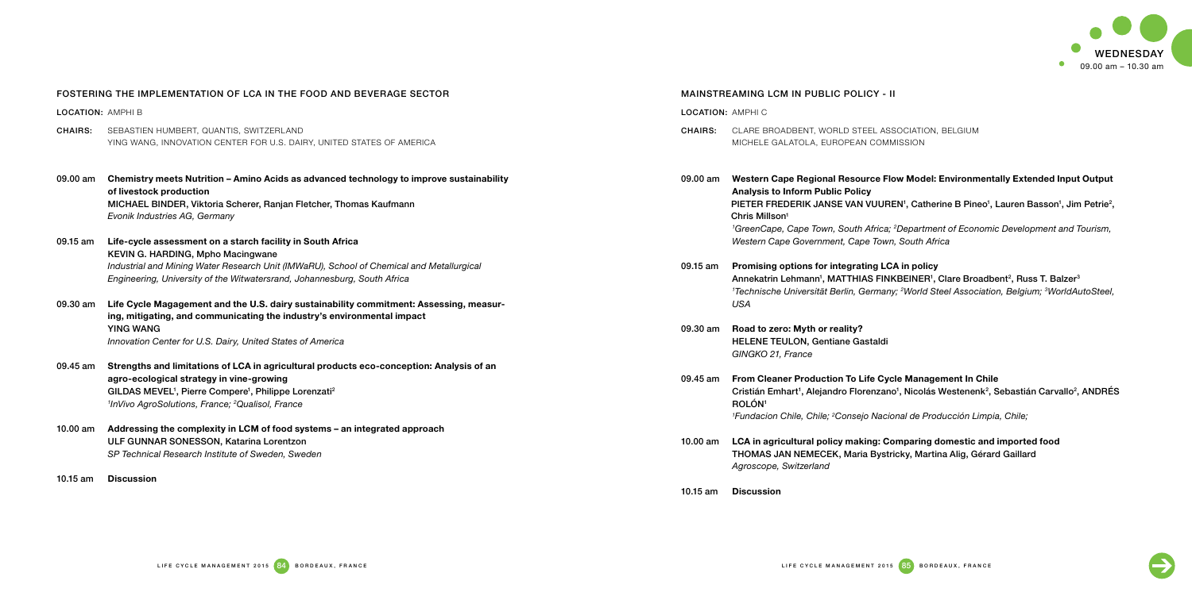WEDNESDAY
09.00 am – 10.30 am

## FOSTERING THE IMPLEMENTATION OF LCA IN THE FOOD AND BEVERAGE SECTOR

**LOCATION:** AMPHI B

**CHAIRS:** SEBASTIEN HUMBERT, QUANTIS, SWITZERLAND
YING WANG, INNOVATION CENTER FOR U.S. DAIRY, UNITED STATES OF AMERICA

**09.00 am** **Chemistry meets Nutrition – Amino Acids as advanced technology to improve sustainability of livestock production**
**MICHAEL BINDER, Viktoria Scherer, Ranjan Fletcher, Thomas Kaufmann**
*Evonik Industries AG, Germany*

**09.15 am** **Life-cycle assessment on a starch facility in South Africa**
**KEVIN G. HARDING, Mpho Macingwane**
*Industrial and Mining Water Research Unit (IMWaRU), School of Chemical and Metallurgical Engineering, University of the Witwatersrand, Johannesburg, South Africa*

**09.30 am** **Life Cycle Magagement and the U.S. dairy sustainability commitment: Assessing, measuring, mitigating, and communicating the industry's environmental impact**
**YING WANG**
*Innovation Center for U.S. Dairy, United States of America*

**09.45 am** **Strengths and limitations of LCA in agricultural products eco-conception: Analysis of an agro-ecological strategy in vine-growing**
**GILDAS MEVEL[1], Pierre Compere[1], Philippe Lorenzati[2]**
*[1]InVivo AgroSolutions, France; [2]Qualisol, France*

**10.00 am** **Addressing the complexity in LCM of food systems – an integrated approach**
**ULF GUNNAR SONESSON, Katarina Lorentzon**
*SP Technical Research Institute of Sweden, Sweden*

**10.15 am** **Discussion**

## MAINSTREAMING LCM IN PUBLIC POLICY - II

**LOCATION:** AMPHI C

**CHAIRS:** CLARE BROADBENT, WORLD STEEL ASSOCIATION, BELGIUM
MICHELE GALATOLA, EUROPEAN COMMISSION

**09.00 am** **Western Cape Regional Resource Flow Model: Environmentally Extended Input Output Analysis to Inform Public Policy**
**PIETER FREDERIK JANSE VAN VUUREN[1], Catherine B Pineo[1], Lauren Basson[1], Jim Petrie[2], Chris Millson[1]**
*[1]GreenCape, Cape Town, South Africa; [2]Department of Economic Development and Tourism, Western Cape Government, Cape Town, South Africa*

**09.15 am** **Promising options for integrating LCA in policy**
**Annekatrin Lehmann[1], MATTHIAS FINKBEINER[1], Clare Broadbent[2], Russ T. Balzer[3]**
*[1]Technische Universität Berlin, Germany; [2]World Steel Association, Belgium; [3]WorldAutoSteel, USA*

**09.30 am** **Road to zero: Myth or reality?**
**HELENE TEULON, Gentiane Gastaldi**
*GINGKO 21, France*

**09.45 am** **From Cleaner Production To Life Cycle Management In Chile**
**Cristián Emhart[1], Alejandro Florenzano[1], Nicolás Westenenk[2], Sebastián Carvallo[2], ANDRÉS ROLÓN[1]**
*[1]Fundacion Chile, Chile; [2]Consejo Nacional de Producción Limpia, Chile;*

**10.00 am** **LCA in agricultural policy making: Comparing domestic and imported food**
**THOMAS JAN NEMECEK, Maria Bystricky, Martina Alig, Gérard Gaillard**
*Agroscope, Switzerland*

**10.15 am** **Discussion**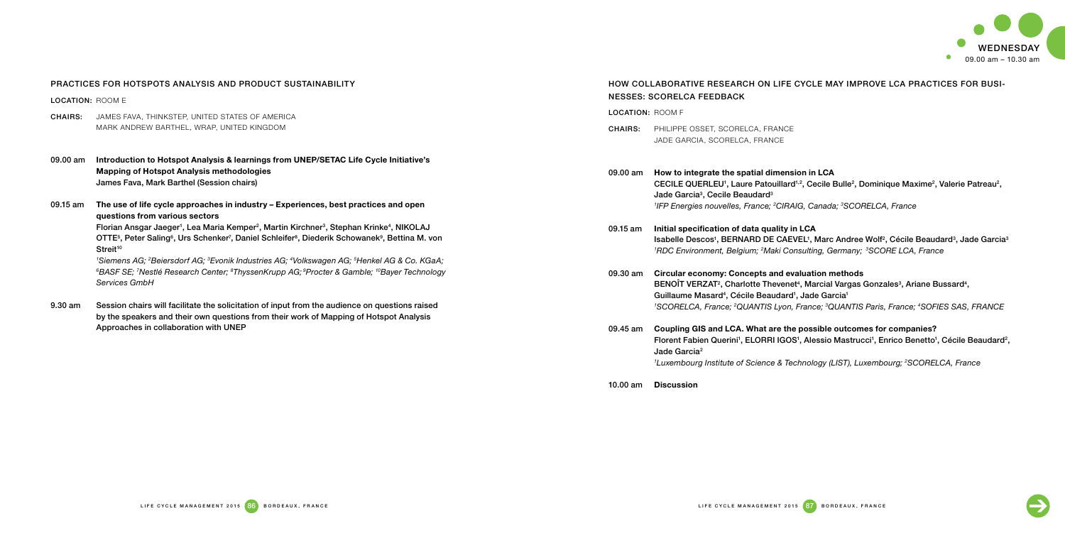WEDNESDAY
09.00 am – 10.30 am

## PRACTICES FOR HOTSPOTS ANALYSIS AND PRODUCT SUSTAINABILITY

**LOCATION:** ROOM E

**CHAIRS:** JAMES FAVA, THINKSTEP, UNITED STATES OF AMERICA
MARK ANDREW BARTHEL, WRAP, UNITED KINGDOM

09.00 am **Introduction to Hotspot Analysis & learnings from UNEP/SETAC Life Cycle Initiative's Mapping of Hotspot Analysis methodologies**
**James Fava, Mark Barthel (Session chairs)**

09.15 am **The use of life cycle approaches in industry – Experiences, best practices and open questions from various sectors**
**Florian Ansgar Jaeger[1], Lea Maria Kemper[2], Martin Kirchner[3], Stephan Krinke[4], NIKOLAJ OTTE[5], Peter Saling[6], Urs Schenker[7], Daniel Schleifer[8], Diederik Schowanek[9], Bettina M. von Streit[10]**
*[1]Siemens AG; [2]Beiersdorf AG; [3]Evonik Industries AG; [4]Volkswagen AG; [5]Henkel AG & Co. KGaA; [6]BASF SE; [7]Nestlé Research Center; [8]ThyssenKrupp AG; [9]Procter & Gamble; [10]Bayer Technology Services GmbH*

9.30 am **Session chairs will facilitate the solicitation of input from the audience on questions raised by the speakers and their own questions from their work of Mapping of Hotspot Analysis Approaches in collaboration with UNEP**

## HOW COLLABORATIVE RESEARCH ON LIFE CYCLE MAY IMPROVE LCA PRACTICES FOR BUSINESSES: SCORELCA FEEDBACK

**LOCATION:** ROOM F

**CHAIRS:** PHILIPPE OSSET, SCORELCA, FRANCE
JADE GARCIA, SCORELCA, FRANCE

09.00 am **How to integrate the spatial dimension in LCA**
**CECILE QUERLEU[1], Laure Patouillard[1,2], Cecile Bulle[2], Dominique Maxime[2], Valerie Patreau[2], Jade Garcia[3], Cecile Beaudard[3]**
*[1]IFP Energies nouvelles, France; [2]CIRAIG, Canada; [3]SCORELCA, France*

09.15 am **Initial specification of data quality in LCA**
**Isabelle Descos[1], BERNARD DE CAEVEL[1], Marc Andree Wolf[2], Cécile Beaudard[3], Jade Garcia[3]**
*[1]RDC Environment, Belgium; [2]Maki Consulting, Germany; [3]SCORE LCA, France*

09.30 am **Circular economy: Concepts and evaluation methods**
**BENOÎT VERZAT[2], Charlotte Thevenet[4], Marcial Vargas Gonzales[3], Ariane Bussard[4], Guillaume Masard[4], Cécile Beaudard[1], Jade Garcia[1]**
*[1]SCORELCA, France; [2]QUANTIS Lyon, France; [3]QUANTIS Paris, France; [4]SOFIES SAS, FRANCE*

09.45 am **Coupling GIS and LCA. What are the possible outcomes for companies?**
**Florent Fabien Querini[1], ELORRI IGOS[1], Alessio Mastrucci[1], Enrico Benetto[1], Cécile Beaudard[2], Jade Garcia[2]**
*[1]Luxembourg Institute of Science & Technology (LIST), Luxembourg; [2]SCORELCA, France*

10.00 am **Discussion**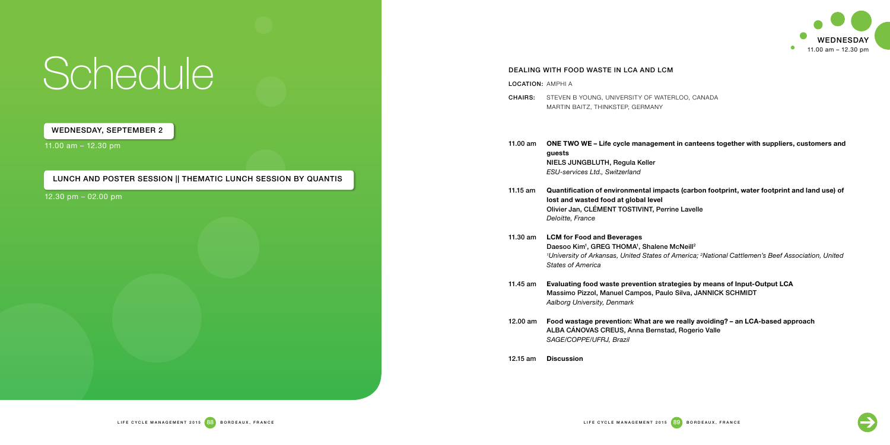# Schedule

**WEDNESDAY, SEPTEMBER 2**

11.00 am – 12.30 pm

**LUNCH AND POSTER SESSION || THEMATIC LUNCH SESSION BY QUANTIS**

12.30 pm – 02.00 pm

**WEDNESDAY**
11.00 am – 12.30 pm

## DEALING WITH FOOD WASTE IN LCA AND LCM

**LOCATION:** AMPHI A

**CHAIRS:** STEVEN B YOUNG, UNIVERSITY OF WATERLOO, CANADA
MARTIN BAITZ, THINKSTEP, GERMANY

**11.00 am** **ONE TWO WE – Life cycle management in canteens together with suppliers, customers and guests**
**NIELS JUNGBLUTH, Regula Keller**
*ESU-services Ltd., Switzerland*

**11.15 am** **Quantification of environmental impacts (carbon footprint, water footprint and land use) of lost and wasted food at global level**
**Olivier Jan, CLÉMENT TOSTIVINT, Perrine Lavelle**
*Deloitte, France*

**11.30 am** **LCM for Food and Beverages**
**Daesoo Kim[1], GREG THOMA[1], Shalene McNeill[2]**
*[1]University of Arkansas, United States of America; [2]National Cattlemen's Beef Association, United States of America*

**11.45 am** **Evaluating food waste prevention strategies by means of Input-Output LCA**
**Massimo Pizzol, Manuel Campos, Paulo Silva, JANNICK SCHMIDT**
*Aalborg University, Denmark*

**12.00 am** **Food wastage prevention: What are we really avoiding? – an LCA-based approach**
**ALBA CÁNOVAS CREUS, Anna Bernstad, Rogerio Valle**
*SAGE/COPPE/UFRJ, Brazil*

**12.15 am** **Discussion**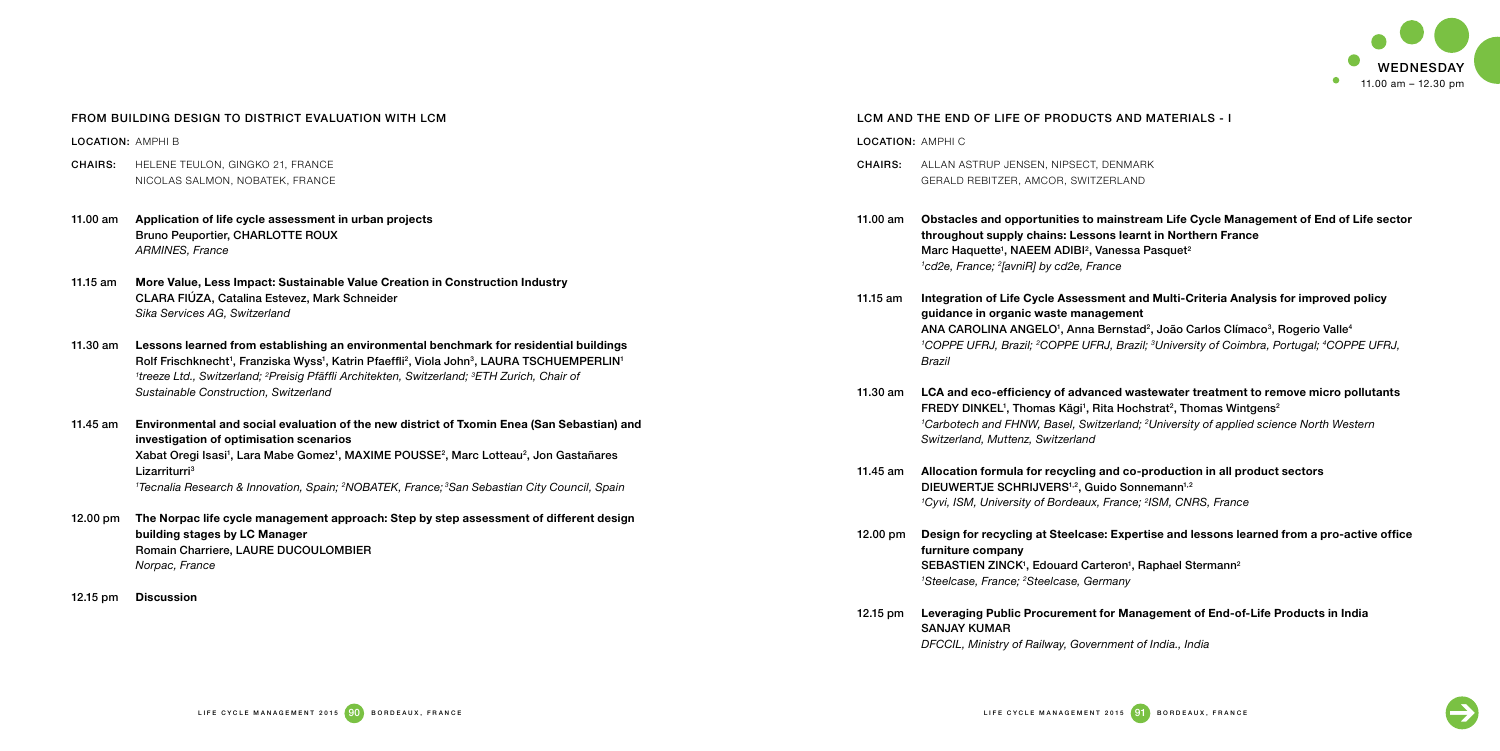WEDNESDAY
11.00 am – 12.30 pm

## FROM BUILDING DESIGN TO DISTRICT EVALUATION WITH LCM

**LOCATION:** AMPHI B

**CHAIRS:** HELENE TEULON, GINGKO 21, FRANCE
NICOLAS SALMON, NOBATEK, FRANCE

**11.00 am** **Application of life cycle assessment in urban projects**
Bruno Peuportier, CHARLOTTE ROUX
*ARMINES, France*

**11.15 am** **More Value, Less Impact: Sustainable Value Creation in Construction Industry**
CLARA FIÚZA, Catalina Estevez, Mark Schneider
*Sika Services AG, Switzerland*

**11.30 am** **Lessons learned from establishing an environmental benchmark for residential buildings**
Rolf Frischknecht[1], Franziska Wyss[1], Katrin Pfaeffli[2], Viola John[3], LAURA TSCHUEMPERLIN[1]
*[1]treeze Ltd., Switzerland; [2]Preisig Pfäffli Architekten, Switzerland; [3]ETH Zurich, Chair of Sustainable Construction, Switzerland*

**11.45 am** **Environmental and social evaluation of the new district of Txomin Enea (San Sebastian) and investigation of optimisation scenarios**
Xabat Oregi Isasi[1], Lara Mabe Gomez[1], MAXIME POUSSE[2], Marc Lotteau[2], Jon Gastañares Lizarriturri[3]
*[1]Tecnalia Research & Innovation, Spain; [2]NOBATEK, France; [3]San Sebastian City Council, Spain*

**12.00 pm** **The Norpac life cycle management approach: Step by step assessment of different design building stages by LC Manager**
Romain Charriere, LAURE DUCOULOMBIER
*Norpac, France*

**12.15 pm** **Discussion**

## LCM AND THE END OF LIFE OF PRODUCTS AND MATERIALS - I

**LOCATION:** AMPHI C

**CHAIRS:** ALLAN ASTRUP JENSEN, NIPSECT, DENMARK
GERALD REBITZER, AMCOR, SWITZERLAND

**11.00 am** **Obstacles and opportunities to mainstream Life Cycle Management of End of Life sector throughout supply chains: Lessons learnt in Northern France**
Marc Haquette[1], NAEEM ADIBI[2], Vanessa Pasquet[2]
*[1]cd2e, France; [2][avniR] by cd2e, France*

**11.15 am** **Integration of Life Cycle Assessment and Multi-Criteria Analysis for improved policy guidance in organic waste management**
ANA CAROLINA ANGELO[1], Anna Bernstad[2], João Carlos Clímaco[3], Rogerio Valle[4]
*[1]COPPE UFRJ, Brazil; [2]COPPE UFRJ, Brazil; [3]University of Coimbra, Portugal; [4]COPPE UFRJ, Brazil*

**11.30 am** **LCA and eco-efficiency of advanced wastewater treatment to remove micro pollutants**
FREDY DINKEL[1], Thomas Kägi[1], Rita Hochstrat[2], Thomas Wintgens[2]
*[1]Carbotech and FHNW, Basel, Switzerland; [2]University of applied science North Western Switzerland, Muttenz, Switzerland*

**11.45 am** **Allocation formula for recycling and co-production in all product sectors**
DIEUWERTJE SCHRIJVERS[1,2], Guido Sonnemann[1,2]
*[1]Cyvi, ISM, University of Bordeaux, France; [2]ISM, CNRS, France*

**12.00 pm** **Design for recycling at Steelcase: Expertise and lessons learned from a pro-active office furniture company**
SEBASTIEN ZINCK[1], Edouard Carteron[1], Raphael Stermann[2]
*[1]Steelcase, France; [2]Steelcase, Germany*

**12.15 pm** **Leveraging Public Procurement for Management of End-of-Life Products in India**
SANJAY KUMAR
*DFCCIL, Ministry of Railway, Government of India., India*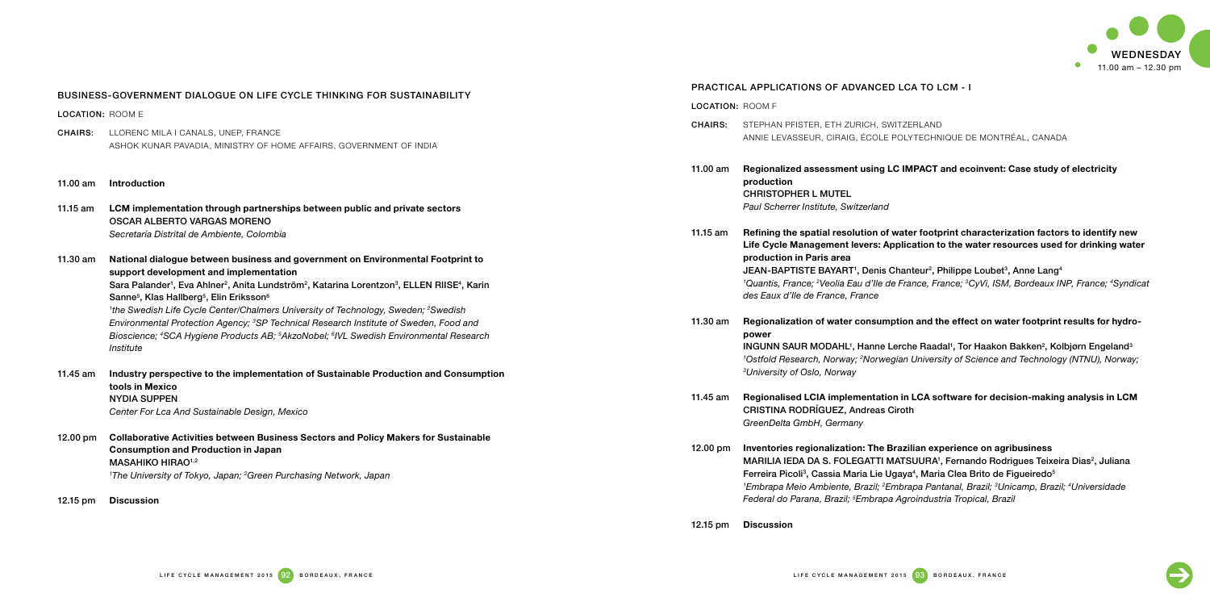## BUSINESS-GOVERNMENT DIALOGUE ON LIFE CYCLE THINKING FOR SUSTAINABILITY

**LOCATION:** ROOM E

**CHAIRS:** LLORENC MILA I CANALS, UNEP, FRANCE
ASHOK KUNAR PAVADIA, MINISTRY OF HOME AFFAIRS, GOVERNMENT OF INDIA

**11.00 am** **Introduction**

**11.15 am** **LCM implementation through partnerships between public and private sectors**
**OSCAR ALBERTO VARGAS MORENO**
*Secretaria Distrital de Ambiente, Colombia*

**11.30 am** **National dialogue between business and government on Environmental Footprint to support development and implementation**
**Sara Palander[1], Eva Ahlner[2], Anita Lundström[2], Katarina Lorentzon[3], ELLEN RIISE[4], Karin Sanne[5], Klas Hallberg[5], Elin Eriksson[6]**
*[1]the Swedish Life Cycle Center/Chalmers University of Technology, Sweden; [2]Swedish Environmental Protection Agency; [3]SP Technical Research Institute of Sweden, Food and Bioscience; [4]SCA Hygiene Products AB; [5]AkzoNobel; [6]IVL Swedish Environmental Research Institute*

**11.45 am** **Industry perspective to the implementation of Sustainable Production and Consumption tools in Mexico**
**NYDIA SUPPEN**
*Center For Lca And Sustainable Design, Mexico*

**12.00 pm** **Collaborative Activities between Business Sectors and Policy Makers for Sustainable Consumption and Production in Japan**
**MASAHIKO HIRAO[1,2]**
*[1]The University of Tokyo, Japan; [2]Green Purchasing Network, Japan*

**12.15 pm** **Discussion**

## PRACTICAL APPLICATIONS OF ADVANCED LCA TO LCM - I

**LOCATION:** ROOM F

**CHAIRS:** STEPHAN PFISTER, ETH ZURICH, SWITZERLAND
ANNIE LEVASSEUR, CIRAIG, ÉCOLE POLYTECHNIQUE DE MONTRÉAL, CANADA

**11.00 am** **Regionalized assessment using LC IMPACT and ecoinvent: Case study of electricity production**
**CHRISTOPHER L MUTEL**
*Paul Scherrer Institute, Switzerland*

**11.15 am** **Refining the spatial resolution of water footprint characterization factors to identify new Life Cycle Management levers: Application to the water resources used for drinking water production in Paris area**
**JEAN-BAPTISTE BAYART[1], Denis Chanteur[2], Philippe Loubet[3], Anne Lang[4]**
*[1]Quantis, France; [2]Veolia Eau d'Ile de France, France; [3]CyVi, ISM, Bordeaux INP, France; [4]Syndicat des Eaux d'Ile de France, France*

**11.30 am** **Regionalization of water consumption and the effect on water footprint results for hydro-power**
**INGUNN SAUR MODAHL[1], Hanne Lerche Raadal[1], Tor Haakon Bakken[2], Kolbjørn Engeland[3]**
*[1]Ostfold Research, Norway; [2]Norwegian University of Science and Technology (NTNU), Norway; [3]University of Oslo, Norway*

**11.45 am** **Regionalised LCIA implementation in LCA software for decision-making analysis in LCM**
**CRISTINA RODRÍGUEZ, Andreas Ciroth**
*GreenDelta GmbH, Germany*

**12.00 pm** **Inventories regionalization: The Brazilian experience on agribusiness**
**MARILIA IEDA DA S. FOLEGATTI MATSUURA[1], Fernando Rodrigues Teixeira Dias[2], Juliana Ferreira Picoli[3], Cassia Maria Lie Ugaya[4], Maria Clea Brito de Figueiredo[5]**
*[1]Embrapa Meio Ambiente, Brazil; [2]Embrapa Pantanal, Brazil; [3]Unicamp, Brazil; [4]Universidade Federal do Parana, Brazil; [5]Embrapa Agroindustria Tropical, Brazil*

**12.15 pm** **Discussion**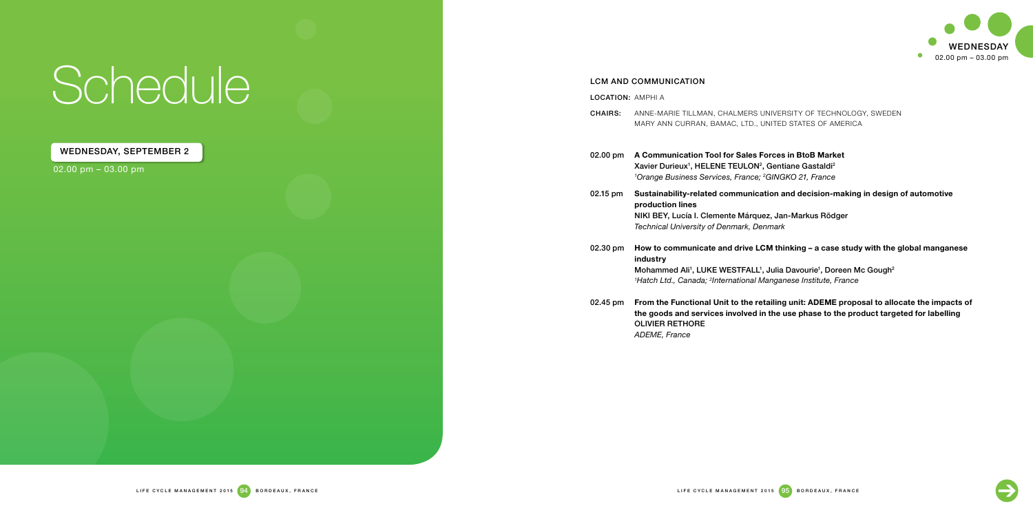# Schedule

**WEDNESDAY, SEPTEMBER 2**

02.00 pm – 03.00 pm

**WEDNESDAY**
02.00 pm – 03.00 pm

## LCM AND COMMUNICATION

**LOCATION:** AMPHI A

**CHAIRS:** ANNE-MARIE TILLMAN, CHALMERS UNIVERSITY OF TECHNOLOGY, SWEDEN
MARY ANN CURRAN, BAMAC, LTD., UNITED STATES OF AMERICA

02.00 pm **A Communication Tool for Sales Forces in BtoB Market**
**Xavier Durieux[1], HELENE TEULON[2], Gentiane Gastaldi[2]**
*[1]Orange Business Services, France; [2]GINGKO 21, France*

02.15 pm **Sustainability-related communication and decision-making in design of automotive production lines**
**NIKI BEY, Lucía I. Clemente Márquez, Jan-Markus Rödger**
*Technical University of Denmark, Denmark*

02.30 pm **How to communicate and drive LCM thinking – a case study with the global manganese industry**
**Mohammed Ali[1], LUKE WESTFALL[1], Julia Davourie[1], Doreen Mc Gough[2]**
*[1]Hatch Ltd., Canada; [2]International Manganese Institute, France*

02.45 pm **From the Functional Unit to the retailing unit: ADEME proposal to allocate the impacts of the goods and services involved in the use phase to the product targeted for labelling**
**OLIVIER RETHORE**
*ADEME, France*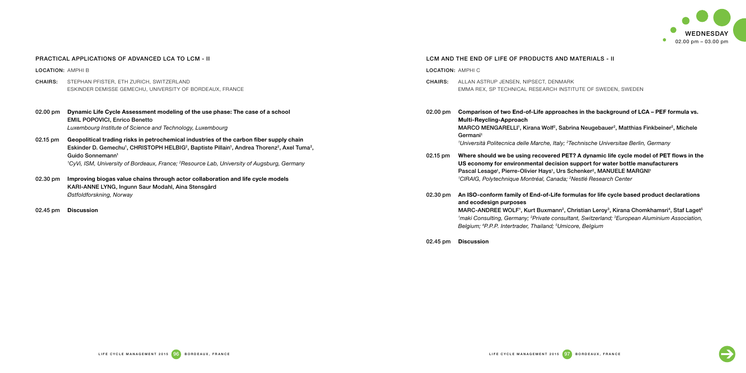WEDNESDAY
02.00 pm – 03.00 pm

## PRACTICAL APPLICATIONS OF ADVANCED LCA TO LCM - II

**LOCATION:** AMPHI B

**CHAIRS:** STEPHAN PFISTER, ETH ZURICH, SWITZERLAND
ESKINDER DEMISSE GEMECHU, UNIVERSITY OF BORDEAUX, FRANCE

02.00 pm **Dynamic Life Cycle Assessment modeling of the use phase: The case of a school**
**EMIL POPOVICI, Enrico Benetto**
*Luxembourg Institute of Science and Technology, Luxembourg*

02.15 pm **Geopolitical trading risks in petrochemical industries of the carbon fiber supply chain**
**Eskinder D. Gemechu[1], CHRISTOPH HELBIG[2], Baptiste Pillain[1], Andrea Thorenz[2], Axel Tuma[2], Guido Sonnemann[1]**
*[1]CyVi, ISM, University of Bordeaux, France; [2]Resource Lab, University of Augsburg, Germany*

02.30 pm **Improving biogas value chains through actor collaboration and life cycle models**
**KARI-ANNE LYNG, Ingunn Saur Modahl, Aina Stensgård**
*Østfoldforskning, Norway*

02.45 pm **Discussion**

## LCM AND THE END OF LIFE OF PRODUCTS AND MATERIALS - II

**LOCATION:** AMPHI C

**CHAIRS:** ALLAN ASTRUP JENSEN, NIPSECT, DENMARK
EMMA REX, SP TECHNICAL RESEARCH INSTITUTE OF SWEDEN, SWEDEN

02.00 pm **Comparison of two End-of-Life approaches in the background of LCA – PEF formula vs. Multi-Reycling-Approach**
**MARCO MENGARELLI[1], Kirana Wolf[2], Sabrina Neugebauer[2], Matthias Finkbeiner[2], Michele Germani[1]**
*[1]Università Politecnica delle Marche, Italy; [2]Technische Universitae Berlin, Germany*

02.15 pm **Where should we be using recovered PET? A dynamic life cycle model of PET flows in the US economy for environmental decision support for water bottle manufacturers**
**Pascal Lesage[1], Pierre-Olivier Hays[1], Urs Schenker[2], MANUELE MARGNI[1]**
*[1]CIRAIG, Polytechnique Montréal, Canada; [2]Nestlé Research Center*

02.30 pm **An ISO-conform family of End-of-Life formulas for life cycle based product declarations and ecodesign purposes**
**MARC-ANDREE WOLF[1], Kurt Buxmann[2], Christian Leroy[3], Kirana Chomkhamsri[4], Staf Laget[5]**
*[1]maki Consulting, Germany; [2]Private consultant, Switzerland; [3]European Aluminium Association, Belgium; [4]P.P.P. Intertrader, Thailand; [5]Umicore, Belgium*

02.45 pm **Discussion**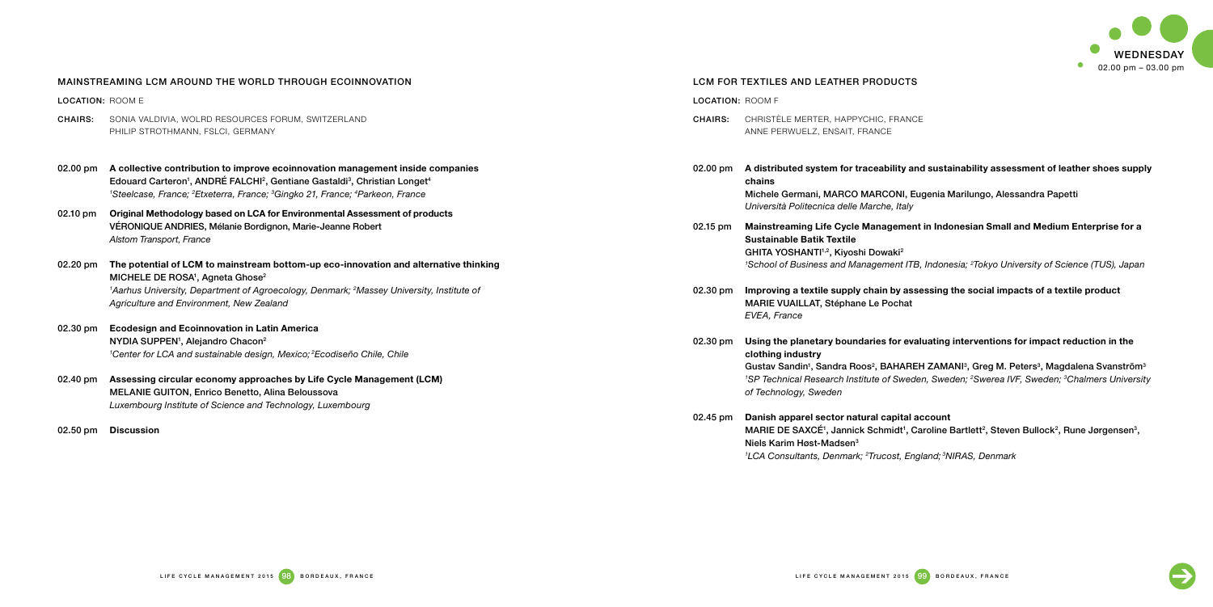WEDNESDAY
02.00 pm – 03.00 pm

## MAINSTREAMING LCM AROUND THE WORLD THROUGH ECOINNOVATION

**LOCATION:** ROOM E

**CHAIRS:** SONIA VALDIVIA, WOLRD RESOURCES FORUM, SWITZERLAND
PHILIP STROTHMANN, FSLCI, GERMANY

**02.00 pm** **A collective contribution to improve ecoinnovation management inside companies**
Edouard Carteron[1], ANDRÉ FALCHI[2], Gentiane Gastaldi[3], Christian Longet[4]
*[1]Steelcase, France; [2]Etexterra, France; [3]Gingko 21, France; [4]Parkeon, France*

**02.10 pm** **Original Methodology based on LCA for Environmental Assessment of products**
VÉRONIQUE ANDRIES, Mélanie Bordignon, Marie-Jeanne Robert
*Alstom Transport, France*

**02.20 pm** **The potential of LCM to mainstream bottom-up eco-innovation and alternative thinking**
MICHELE DE ROSA[1], Agneta Ghose[2]
*[1]Aarhus University, Department of Agroecology, Denmark; [2]Massey University, Institute of Agriculture and Environment, New Zealand*

**02.30 pm** **Ecodesign and Ecoinnovation in Latin America**
NYDIA SUPPEN[1], Alejandro Chacon[2]
*[1]Center for LCA and sustainable design, Mexico; [2]Ecodiseño Chile, Chile*

**02.40 pm** **Assessing circular economy approaches by Life Cycle Management (LCM)**
MELANIE GUITON, Enrico Benetto, Alina Beloussova
*Luxembourg Institute of Science and Technology, Luxembourg*

**02.50 pm** **Discussion**

## LCM FOR TEXTILES AND LEATHER PRODUCTS

**LOCATION:** ROOM F

**CHAIRS:** CHRISTÈLE MERTER, HAPPYCHIC, FRANCE
ANNE PERWUELZ, ENSAIT, FRANCE

**02.00 pm** **A distributed system for traceability and sustainability assessment of leather shoes supply chains**
Michele Germani, MARCO MARCONI, Eugenia Marilungo, Alessandra Papetti
*Università Politecnica delle Marche, Italy*

**02.15 pm** **Mainstreaming Life Cycle Management in Indonesian Small and Medium Enterprise for a Sustainable Batik Textile**
GHITA YOSHANTI[1,2], Kiyoshi Dowaki[2]
*[1]School of Business and Management ITB, Indonesia; [2]Tokyo University of Science (TUS), Japan*

**02.30 pm** **Improving a textile supply chain by assessing the social impacts of a textile product**
MARIE VUAILLAT, Stéphane Le Pochat
*EVEA, France*

**02.30 pm** **Using the planetary boundaries for evaluating interventions for impact reduction in the clothing industry**
Gustav Sandin[1], Sandra Roos[2], BAHAREH ZAMANI[3], Greg M. Peters[3], Magdalena Svanström[3]
*[1]SP Technical Research Institute of Sweden, Sweden; [2]Swerea IVF, Sweden; [3]Chalmers University of Technology, Sweden*

**02.45 pm** **Danish apparel sector natural capital account**
MARIE DE SAXCÉ[1], Jannick Schmidt[1], Caroline Bartlett[2], Steven Bullock[2], Rune Jørgensen[3], Niels Karim Høst-Madsen[3]
*[1]LCA Consultants, Denmark; [2]Trucost, England; [3]NIRAS, Denmark*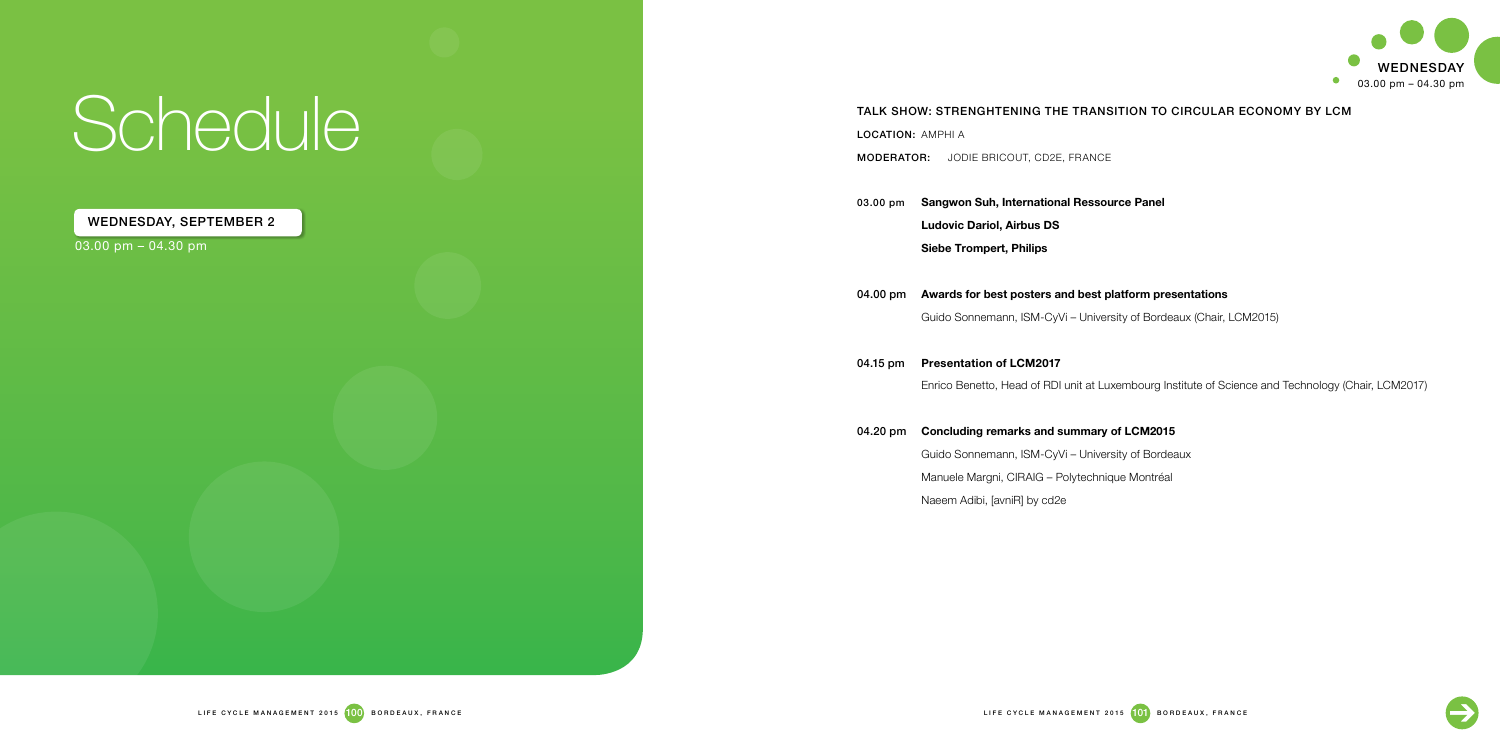# Schedule

**WEDNESDAY, SEPTEMBER 2**

03.00 pm – 04.30 pm

WEDNESDAY
03.00 pm – 04.30 pm

## TALK SHOW: STRENGHTENING THE TRANSITION TO CIRCULAR ECONOMY BY LCM

**LOCATION:** AMPHI A

**MODERATOR:** JODIE BRICOUT, CD2E, FRANCE

03.00 pm **Sangwon Suh, International Ressource Panel**
**Ludovic Dariol, Airbus DS**
**Siebe Trompert, Philips**

04.00 pm **Awards for best posters and best platform presentations**
Guido Sonnemann, ISM-CyVi – University of Bordeaux (Chair, LCM2015)

04.15 pm **Presentation of LCM2017**
Enrico Benetto, Head of RDI unit at Luxembourg Institute of Science and Technology (Chair, LCM2017)

04.20 pm **Concluding remarks and summary of LCM2015**
Guido Sonnemann, ISM-CyVi – University of Bordeaux
Manuele Margni, CIRAIG – Polytechnique Montréal
Naeem Adibi, [avniR] by cd2e